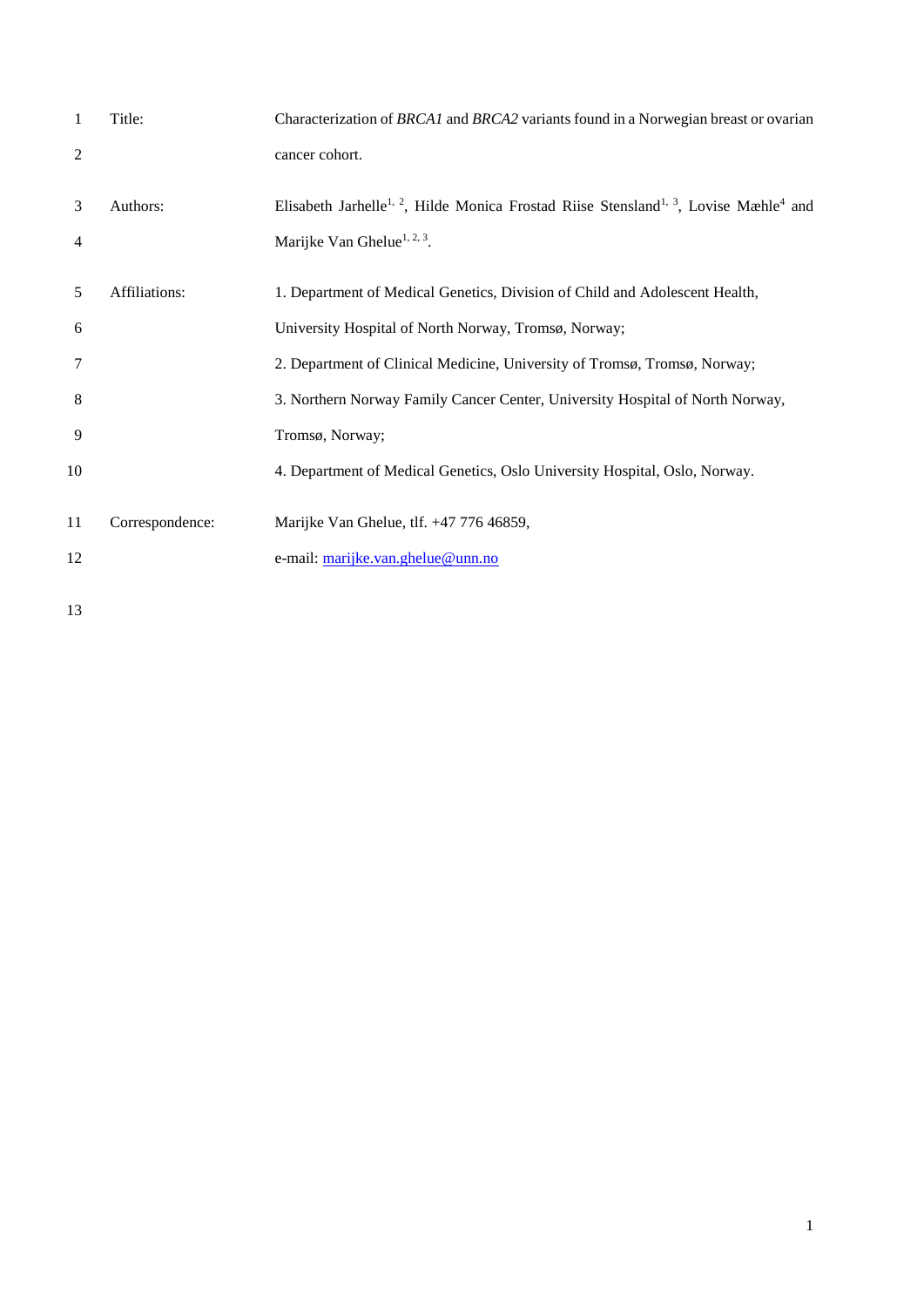Title: Characterization of *BRCA1* and *BRCA2* variants found in a Norwegian breast or ovarian cancer cohort.

Authors: Elisabeth Jarhelle[1, 2], Hilde Monica Frostad Riise Stensland[1, 3], Lovise Mæhle[4] and Marijke Van Ghelue[1, 2, 3].

Affiliations:

1. Department of Medical Genetics, Division of Child and Adolescent Health, University Hospital of North Norway, Tromsø, Norway;
2. Department of Clinical Medicine, University of Tromsø, Tromsø, Norway;
3. Northern Norway Family Cancer Center, University Hospital of North Norway, Tromsø, Norway;
4. Department of Medical Genetics, Oslo University Hospital, Oslo, Norway.

Correspondence: Marijke Van Ghelue, tlf. +47 776 46859,

e-mail: marijke.van.ghelue@unn.no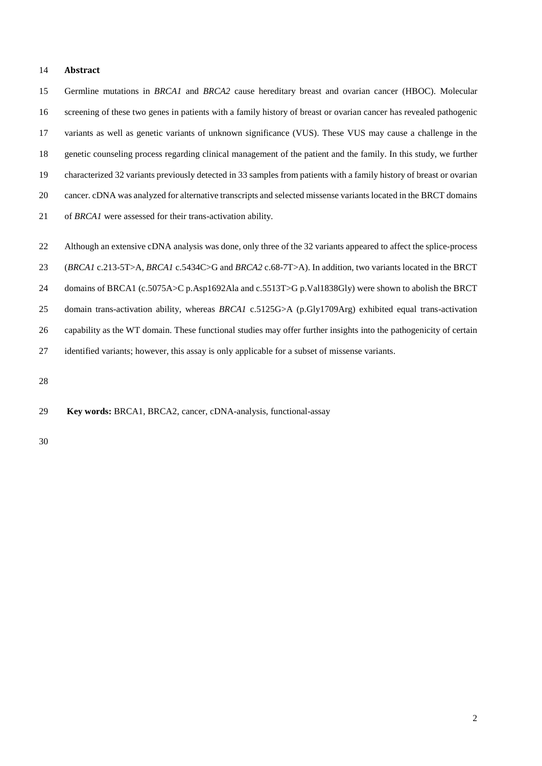## Abstract

Germline mutations in *BRCA1* and *BRCA2* cause hereditary breast and ovarian cancer (HBOC). Molecular screening of these two genes in patients with a family history of breast or ovarian cancer has revealed pathogenic variants as well as genetic variants of unknown significance (VUS). These VUS may cause a challenge in the genetic counseling process regarding clinical management of the patient and the family. In this study, we further characterized 32 variants previously detected in 33 samples from patients with a family history of breast or ovarian cancer. cDNA was analyzed for alternative transcripts and selected missense variants located in the BRCT domains of *BRCA1* were assessed for their trans-activation ability.

Although an extensive cDNA analysis was done, only three of the 32 variants appeared to affect the splice-process (*BRCA1* c.213-5T>A, *BRCA1* c.5434C>G and *BRCA2* c.68-7T>A). In addition, two variants located in the BRCT domains of BRCA1 (c.5075A>C p.Asp1692Ala and c.5513T>G p.Val1838Gly) were shown to abolish the BRCT domain trans-activation ability, whereas *BRCA1* c.5125G>A (p.Gly1709Arg) exhibited equal trans-activation capability as the WT domain. These functional studies may offer further insights into the pathogenicity of certain identified variants; however, this assay is only applicable for a subset of missense variants.

**Key words:** BRCA1, BRCA2, cancer, cDNA-analysis, functional-assay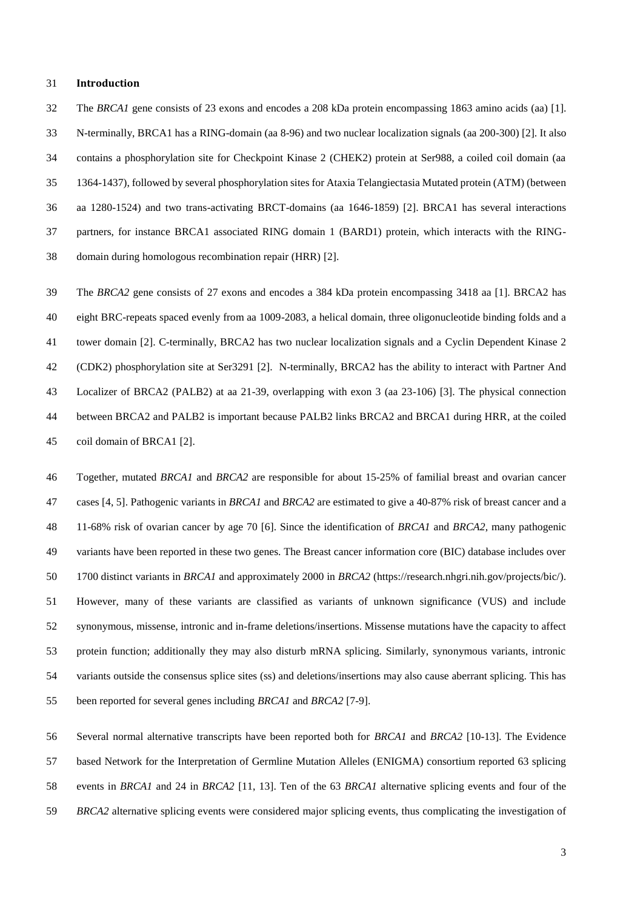## Introduction

The *BRCA1* gene consists of 23 exons and encodes a 208 kDa protein encompassing 1863 amino acids (aa) [1]. N-terminally, BRCA1 has a RING-domain (aa 8-96) and two nuclear localization signals (aa 200-300) [2]. It also contains a phosphorylation site for Checkpoint Kinase 2 (CHEK2) protein at Ser988, a coiled coil domain (aa 1364-1437), followed by several phosphorylation sites for Ataxia Telangiectasia Mutated protein (ATM) (between aa 1280-1524) and two trans-activating BRCT-domains (aa 1646-1859) [2]. BRCA1 has several interactions partners, for instance BRCA1 associated RING domain 1 (BARD1) protein, which interacts with the RING-domain during homologous recombination repair (HRR) [2].

The *BRCA2* gene consists of 27 exons and encodes a 384 kDa protein encompassing 3418 aa [1]. BRCA2 has eight BRC-repeats spaced evenly from aa 1009-2083, a helical domain, three oligonucleotide binding folds and a tower domain [2]. C-terminally, BRCA2 has two nuclear localization signals and a Cyclin Dependent Kinase 2 (CDK2) phosphorylation site at Ser3291 [2]. N-terminally, BRCA2 has the ability to interact with Partner And Localizer of BRCA2 (PALB2) at aa 21-39, overlapping with exon 3 (aa 23-106) [3]. The physical connection between BRCA2 and PALB2 is important because PALB2 links BRCA2 and BRCA1 during HRR, at the coiled coil domain of BRCA1 [2].

Together, mutated *BRCA1* and *BRCA2* are responsible for about 15-25% of familial breast and ovarian cancer cases [4, 5]. Pathogenic variants in *BRCA1* and *BRCA2* are estimated to give a 40-87% risk of breast cancer and a 11-68% risk of ovarian cancer by age 70 [6]. Since the identification of *BRCA1* and *BRCA2*, many pathogenic variants have been reported in these two genes. The Breast cancer information core (BIC) database includes over 1700 distinct variants in *BRCA1* and approximately 2000 in *BRCA2* (https://research.nhgri.nih.gov/projects/bic/). However, many of these variants are classified as variants of unknown significance (VUS) and include synonymous, missense, intronic and in-frame deletions/insertions. Missense mutations have the capacity to affect protein function; additionally they may also disturb mRNA splicing. Similarly, synonymous variants, intronic variants outside the consensus splice sites (ss) and deletions/insertions may also cause aberrant splicing. This has been reported for several genes including *BRCA1* and *BRCA2* [7-9].

Several normal alternative transcripts have been reported both for *BRCA1* and *BRCA2* [10-13]. The Evidence based Network for the Interpretation of Germline Mutation Alleles (ENIGMA) consortium reported 63 splicing events in *BRCA1* and 24 in *BRCA2* [11, 13]. Ten of the 63 *BRCA1* alternative splicing events and four of the *BRCA2* alternative splicing events were considered major splicing events, thus complicating the investigation of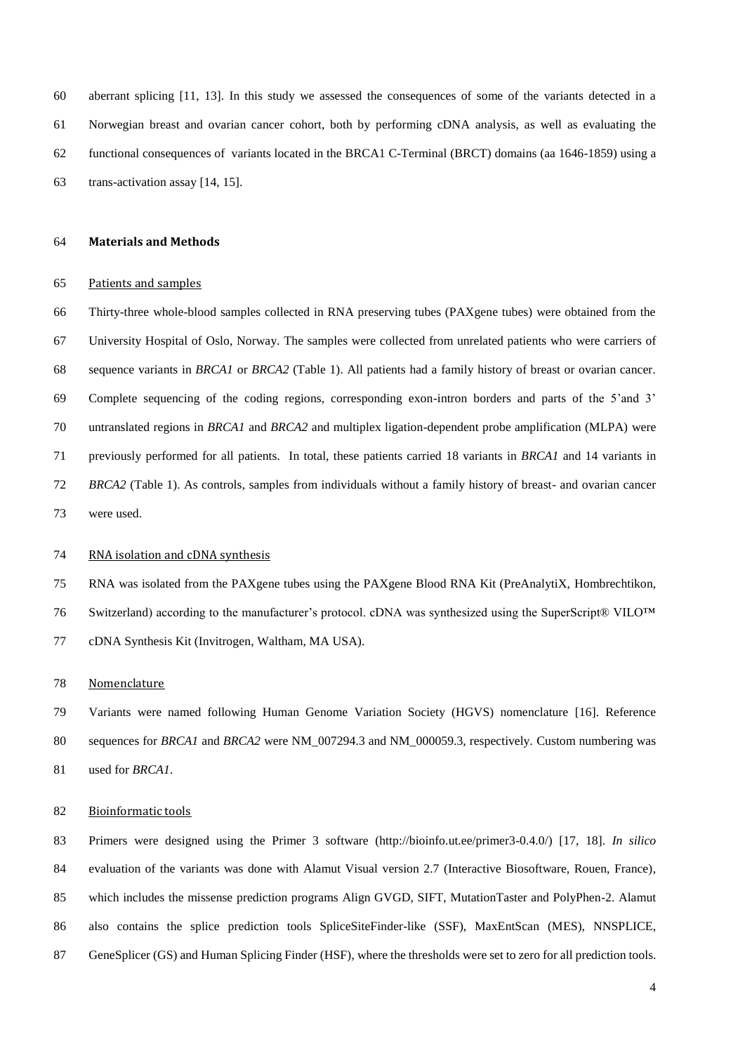aberrant splicing [11, 13]. In this study we assessed the consequences of some of the variants detected in a Norwegian breast and ovarian cancer cohort, both by performing cDNA analysis, as well as evaluating the functional consequences of variants located in the BRCA1 C-Terminal (BRCT) domains (aa 1646-1859) using a trans-activation assay [14, 15].

## Materials and Methods

### Patients and samples

Thirty-three whole-blood samples collected in RNA preserving tubes (PAXgene tubes) were obtained from the University Hospital of Oslo, Norway. The samples were collected from unrelated patients who were carriers of sequence variants in *BRCA1* or *BRCA2* (Table 1). All patients had a family history of breast or ovarian cancer. Complete sequencing of the coding regions, corresponding exon-intron borders and parts of the 5'and 3' untranslated regions in *BRCA1* and *BRCA2* and multiplex ligation-dependent probe amplification (MLPA) were previously performed for all patients. In total, these patients carried 18 variants in *BRCA1* and 14 variants in *BRCA2* (Table 1). As controls, samples from individuals without a family history of breast- and ovarian cancer were used.

### RNA isolation and cDNA synthesis

RNA was isolated from the PAXgene tubes using the PAXgene Blood RNA Kit (PreAnalytiX, Hombrechtikon, Switzerland) according to the manufacturer's protocol. cDNA was synthesized using the SuperScript® VILO™ cDNA Synthesis Kit (Invitrogen, Waltham, MA USA).

### Nomenclature

Variants were named following Human Genome Variation Society (HGVS) nomenclature [16]. Reference sequences for *BRCA1* and *BRCA2* were NM_007294.3 and NM_000059.3, respectively. Custom numbering was used for *BRCA1*.

### Bioinformatic tools

Primers were designed using the Primer 3 software (http://bioinfo.ut.ee/primer3-0.4.0/) [17, 18]. *In silico* evaluation of the variants was done with Alamut Visual version 2.7 (Interactive Biosoftware, Rouen, France), which includes the missense prediction programs Align GVGD, SIFT, MutationTaster and PolyPhen-2. Alamut also contains the splice prediction tools SpliceSiteFinder-like (SSF), MaxEntScan (MES), NNSPLICE, GeneSplicer (GS) and Human Splicing Finder (HSF), where the thresholds were set to zero for all prediction tools.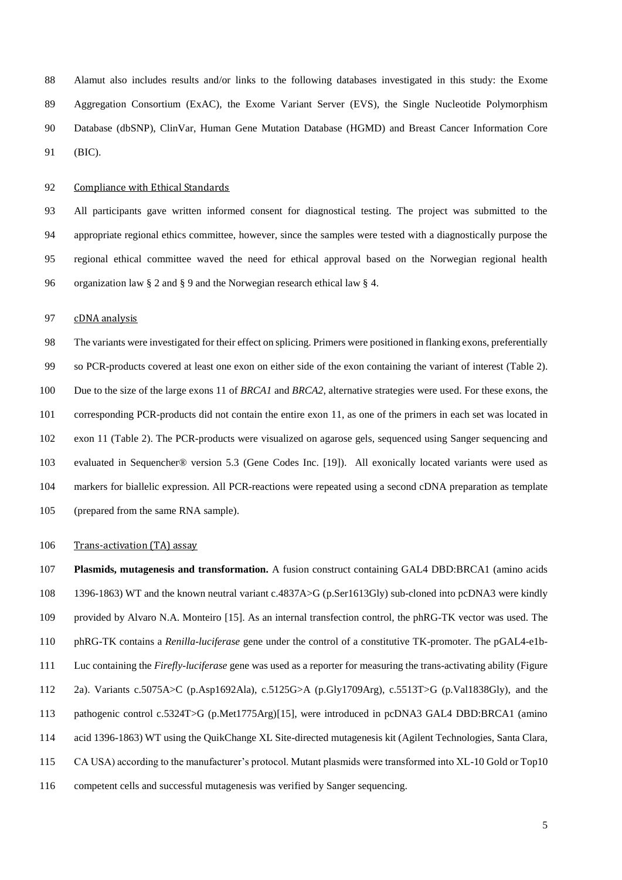Alamut also includes results and/or links to the following databases investigated in this study: the Exome Aggregation Consortium (ExAC), the Exome Variant Server (EVS), the Single Nucleotide Polymorphism Database (dbSNP), ClinVar, Human Gene Mutation Database (HGMD) and Breast Cancer Information Core (BIC).

### Compliance with Ethical Standards

All participants gave written informed consent for diagnostical testing. The project was submitted to the appropriate regional ethics committee, however, since the samples were tested with a diagnostically purpose the regional ethical committee waved the need for ethical approval based on the Norwegian regional health organization law § 2 and § 9 and the Norwegian research ethical law § 4.

### cDNA analysis

The variants were investigated for their effect on splicing. Primers were positioned in flanking exons, preferentially so PCR-products covered at least one exon on either side of the exon containing the variant of interest (Table 2). Due to the size of the large exons 11 of *BRCA1* and *BRCA2*, alternative strategies were used. For these exons, the corresponding PCR-products did not contain the entire exon 11, as one of the primers in each set was located in exon 11 (Table 2). The PCR-products were visualized on agarose gels, sequenced using Sanger sequencing and evaluated in Sequencher® version 5.3 (Gene Codes Inc. [19]). All exonically located variants were used as markers for biallelic expression. All PCR-reactions were repeated using a second cDNA preparation as template (prepared from the same RNA sample).

### Trans-activation (TA) assay

**Plasmids, mutagenesis and transformation.** A fusion construct containing GAL4 DBD:BRCA1 (amino acids 1396-1863) WT and the known neutral variant c.4837A>G (p.Ser1613Gly) sub-cloned into pcDNA3 were kindly provided by Alvaro N.A. Monteiro [15]. As an internal transfection control, the phRG-TK vector was used. The phRG-TK contains a *Renilla-luciferase* gene under the control of a constitutive TK-promoter. The pGAL4-e1b-Luc containing the *Firefly-luciferase* gene was used as a reporter for measuring the trans-activating ability (Figure 2a). Variants c.5075A>C (p.Asp1692Ala), c.5125G>A (p.Gly1709Arg), c.5513T>G (p.Val1838Gly), and the pathogenic control c.5324T>G (p.Met1775Arg)[15], were introduced in pcDNA3 GAL4 DBD:BRCA1 (amino acid 1396-1863) WT using the QuikChange XL Site-directed mutagenesis kit (Agilent Technologies, Santa Clara, CA USA) according to the manufacturer's protocol. Mutant plasmids were transformed into XL-10 Gold or Top10 competent cells and successful mutagenesis was verified by Sanger sequencing.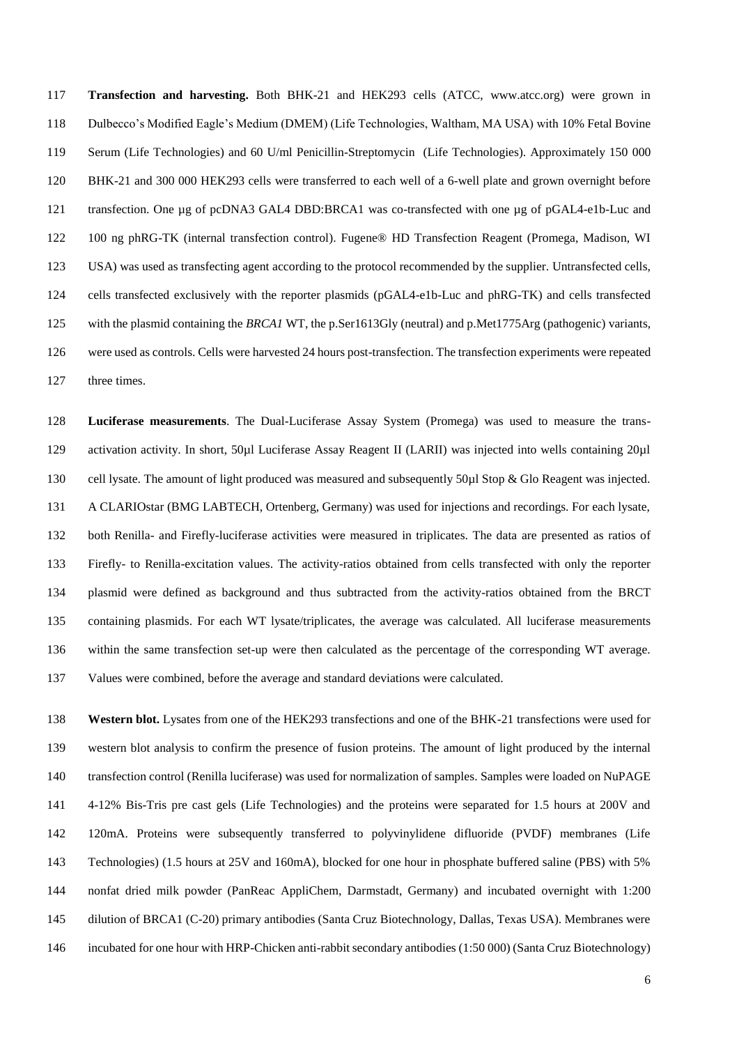**Transfection and harvesting.** Both BHK-21 and HEK293 cells (ATCC, www.atcc.org) were grown in Dulbecco's Modified Eagle's Medium (DMEM) (Life Technologies, Waltham, MA USA) with 10% Fetal Bovine Serum (Life Technologies) and 60 U/ml Penicillin-Streptomycin (Life Technologies). Approximately 150 000 BHK-21 and 300 000 HEK293 cells were transferred to each well of a 6-well plate and grown overnight before transfection. One µg of pcDNA3 GAL4 DBD:BRCA1 was co-transfected with one µg of pGAL4-e1b-Luc and 100 ng phRG-TK (internal transfection control). Fugene® HD Transfection Reagent (Promega, Madison, WI USA) was used as transfecting agent according to the protocol recommended by the supplier. Untransfected cells, cells transfected exclusively with the reporter plasmids (pGAL4-e1b-Luc and phRG-TK) and cells transfected with the plasmid containing the *BRCA1* WT, the p.Ser1613Gly (neutral) and p.Met1775Arg (pathogenic) variants, were used as controls. Cells were harvested 24 hours post-transfection. The transfection experiments were repeated three times.

**Luciferase measurements**. The Dual-Luciferase Assay System (Promega) was used to measure the trans-activation activity. In short, 50µl Luciferase Assay Reagent II (LARII) was injected into wells containing 20µl cell lysate. The amount of light produced was measured and subsequently 50µl Stop & Glo Reagent was injected. A CLARIOstar (BMG LABTECH, Ortenberg, Germany) was used for injections and recordings. For each lysate, both Renilla- and Firefly-luciferase activities were measured in triplicates. The data are presented as ratios of Firefly- to Renilla-excitation values. The activity-ratios obtained from cells transfected with only the reporter plasmid were defined as background and thus subtracted from the activity-ratios obtained from the BRCT containing plasmids. For each WT lysate/triplicates, the average was calculated. All luciferase measurements within the same transfection set-up were then calculated as the percentage of the corresponding WT average. Values were combined, before the average and standard deviations were calculated.

**Western blot.** Lysates from one of the HEK293 transfections and one of the BHK-21 transfections were used for western blot analysis to confirm the presence of fusion proteins. The amount of light produced by the internal transfection control (Renilla luciferase) was used for normalization of samples. Samples were loaded on NuPAGE 4-12% Bis-Tris pre cast gels (Life Technologies) and the proteins were separated for 1.5 hours at 200V and 120mA. Proteins were subsequently transferred to polyvinylidene difluoride (PVDF) membranes (Life Technologies) (1.5 hours at 25V and 160mA), blocked for one hour in phosphate buffered saline (PBS) with 5% nonfat dried milk powder (PanReac AppliChem, Darmstadt, Germany) and incubated overnight with 1:200 dilution of BRCA1 (C-20) primary antibodies (Santa Cruz Biotechnology, Dallas, Texas USA). Membranes were incubated for one hour with HRP-Chicken anti-rabbit secondary antibodies (1:50 000) (Santa Cruz Biotechnology)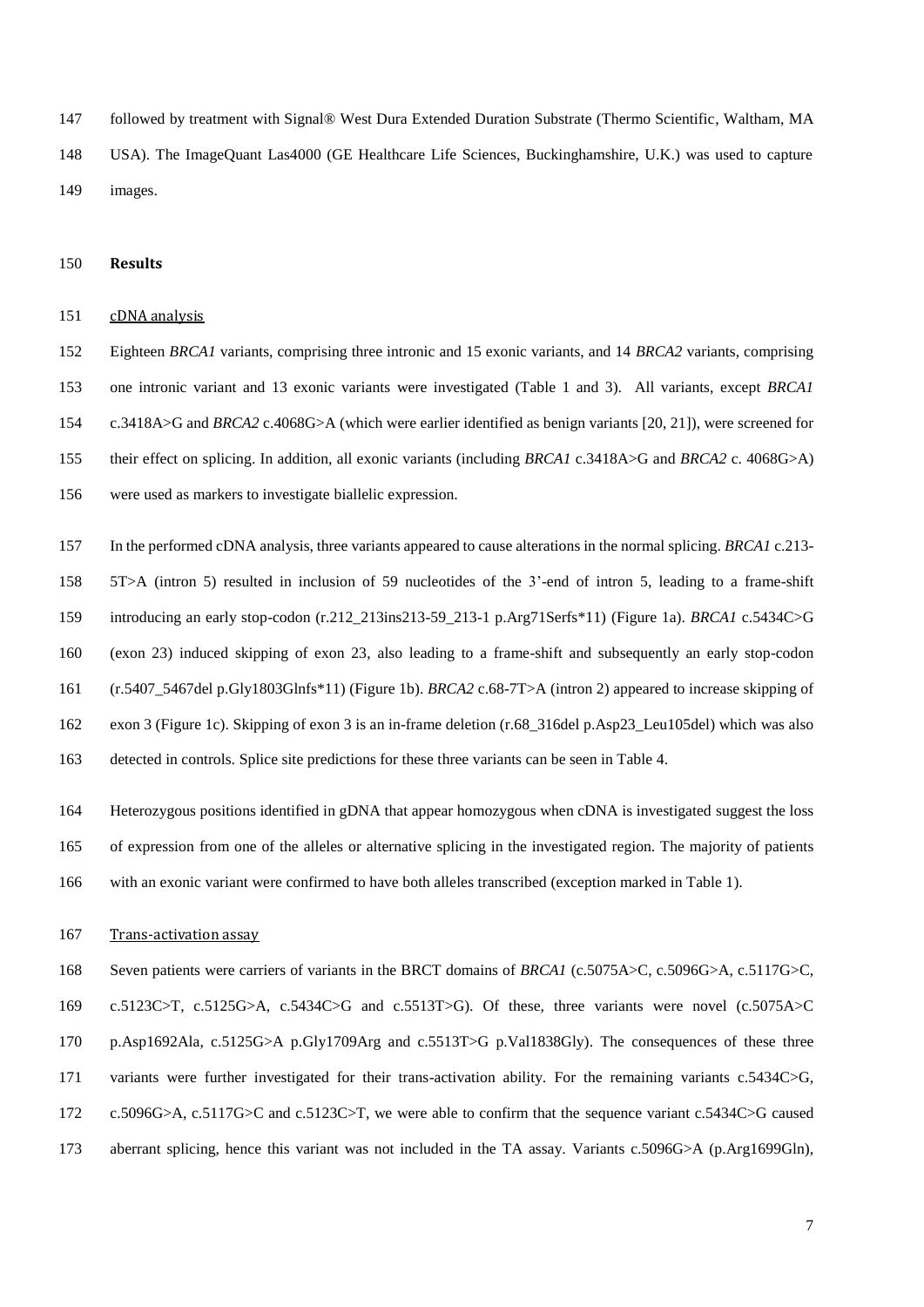followed by treatment with Signal® West Dura Extended Duration Substrate (Thermo Scientific, Waltham, MA USA). The ImageQuant Las4000 (GE Healthcare Life Sciences, Buckinghamshire, U.K.) was used to capture images.

## Results

### cDNA analysis

Eighteen *BRCA1* variants, comprising three intronic and 15 exonic variants, and 14 *BRCA2* variants, comprising one intronic variant and 13 exonic variants were investigated (Table 1 and 3). All variants, except *BRCA1* c.3418A>G and *BRCA2* c.4068G>A (which were earlier identified as benign variants [20, 21]), were screened for their effect on splicing. In addition, all exonic variants (including *BRCA1* c.3418A>G and *BRCA2* c. 4068G>A) were used as markers to investigate biallelic expression.

In the performed cDNA analysis, three variants appeared to cause alterations in the normal splicing. *BRCA1* c.213-5T>A (intron 5) resulted in inclusion of 59 nucleotides of the 3'-end of intron 5, leading to a frame-shift introducing an early stop-codon (r.212_213ins213-59_213-1 p.Arg71Serfs*11) (Figure 1a). *BRCA1* c.5434C>G (exon 23) induced skipping of exon 23, also leading to a frame-shift and subsequently an early stop-codon (r.5407_5467del p.Gly1803Glnfs*11) (Figure 1b). *BRCA2* c.68-7T>A (intron 2) appeared to increase skipping of exon 3 (Figure 1c). Skipping of exon 3 is an in-frame deletion (r.68_316del p.Asp23_Leu105del) which was also detected in controls. Splice site predictions for these three variants can be seen in Table 4.

Heterozygous positions identified in gDNA that appear homozygous when cDNA is investigated suggest the loss of expression from one of the alleles or alternative splicing in the investigated region. The majority of patients with an exonic variant were confirmed to have both alleles transcribed (exception marked in Table 1).

### Trans-activation assay

Seven patients were carriers of variants in the BRCT domains of *BRCA1* (c.5075A>C, c.5096G>A, c.5117G>C, c.5123C>T, c.5125G>A, c.5434C>G and c.5513T>G). Of these, three variants were novel (c.5075A>C p.Asp1692Ala, c.5125G>A p.Gly1709Arg and c.5513T>G p.Val1838Gly). The consequences of these three variants were further investigated for their trans-activation ability. For the remaining variants c.5434C>G, c.5096G>A, c.5117G>C and c.5123C>T, we were able to confirm that the sequence variant c.5434C>G caused aberrant splicing, hence this variant was not included in the TA assay. Variants c.5096G>A (p.Arg1699Gln),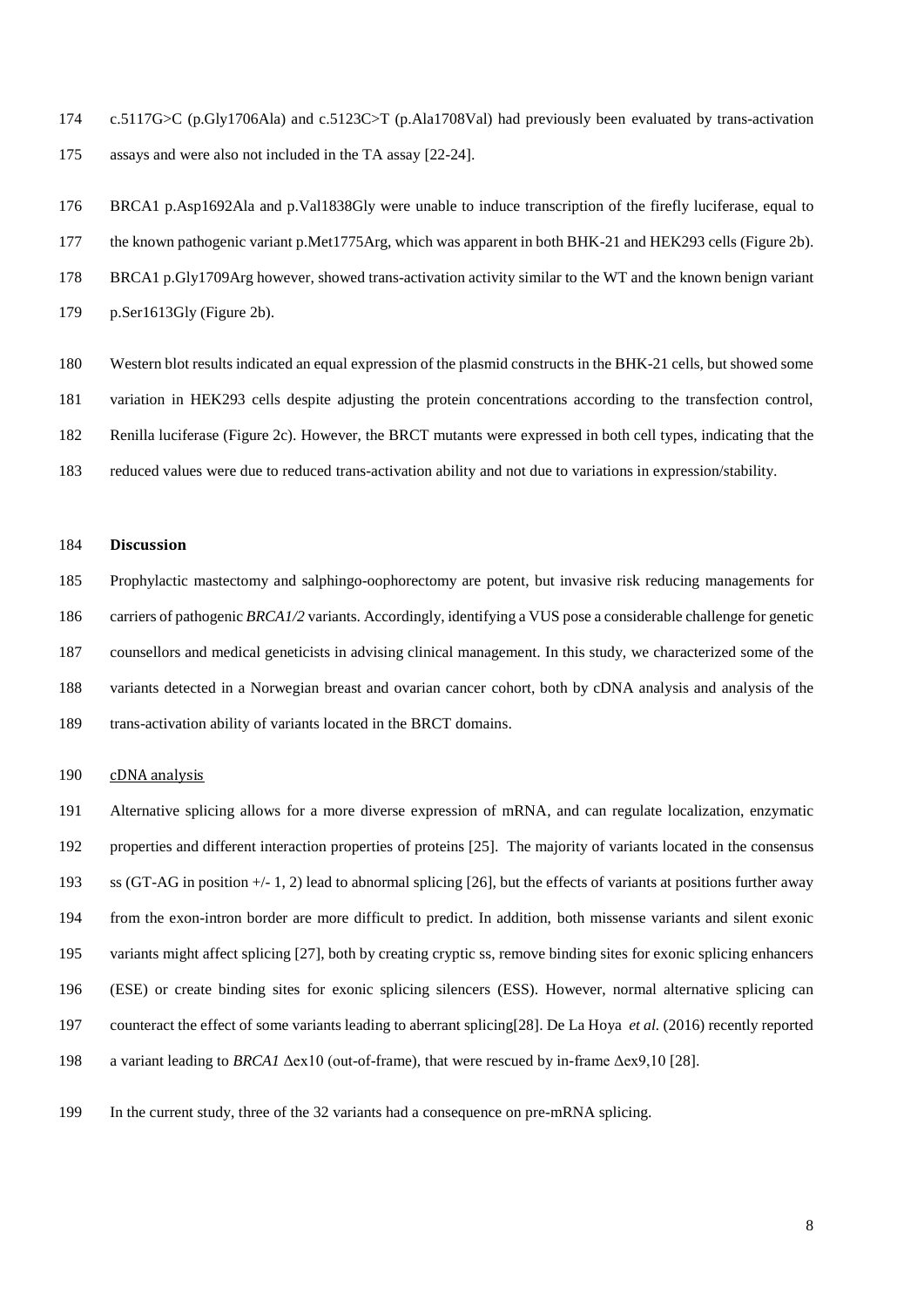c.5117G>C (p.Gly1706Ala) and c.5123C>T (p.Ala1708Val) had previously been evaluated by trans-activation assays and were also not included in the TA assay [22-24].

BRCA1 p.Asp1692Ala and p.Val1838Gly were unable to induce transcription of the firefly luciferase, equal to the known pathogenic variant p.Met1775Arg, which was apparent in both BHK-21 and HEK293 cells (Figure 2b). BRCA1 p.Gly1709Arg however, showed trans-activation activity similar to the WT and the known benign variant p.Ser1613Gly (Figure 2b).

Western blot results indicated an equal expression of the plasmid constructs in the BHK-21 cells, but showed some variation in HEK293 cells despite adjusting the protein concentrations according to the transfection control, Renilla luciferase (Figure 2c). However, the BRCT mutants were expressed in both cell types, indicating that the reduced values were due to reduced trans-activation ability and not due to variations in expression/stability.

## Discussion

Prophylactic mastectomy and salphingo-oophorectomy are potent, but invasive risk reducing managements for carriers of pathogenic *BRCA1/2* variants. Accordingly, identifying a VUS pose a considerable challenge for genetic counsellors and medical geneticists in advising clinical management. In this study, we characterized some of the variants detected in a Norwegian breast and ovarian cancer cohort, both by cDNA analysis and analysis of the trans-activation ability of variants located in the BRCT domains.

### cDNA analysis

Alternative splicing allows for a more diverse expression of mRNA, and can regulate localization, enzymatic properties and different interaction properties of proteins [25]. The majority of variants located in the consensus ss (GT-AG in position +/- 1, 2) lead to abnormal splicing [26], but the effects of variants at positions further away from the exon-intron border are more difficult to predict. In addition, both missense variants and silent exonic variants might affect splicing [27], both by creating cryptic ss, remove binding sites for exonic splicing enhancers (ESE) or create binding sites for exonic splicing silencers (ESS). However, normal alternative splicing can counteract the effect of some variants leading to aberrant splicing[28]. De La Hoya *et al.* (2016) recently reported a variant leading to *BRCA1* Δex10 (out-of-frame), that were rescued by in-frame Δex9,10 [28].

In the current study, three of the 32 variants had a consequence on pre-mRNA splicing.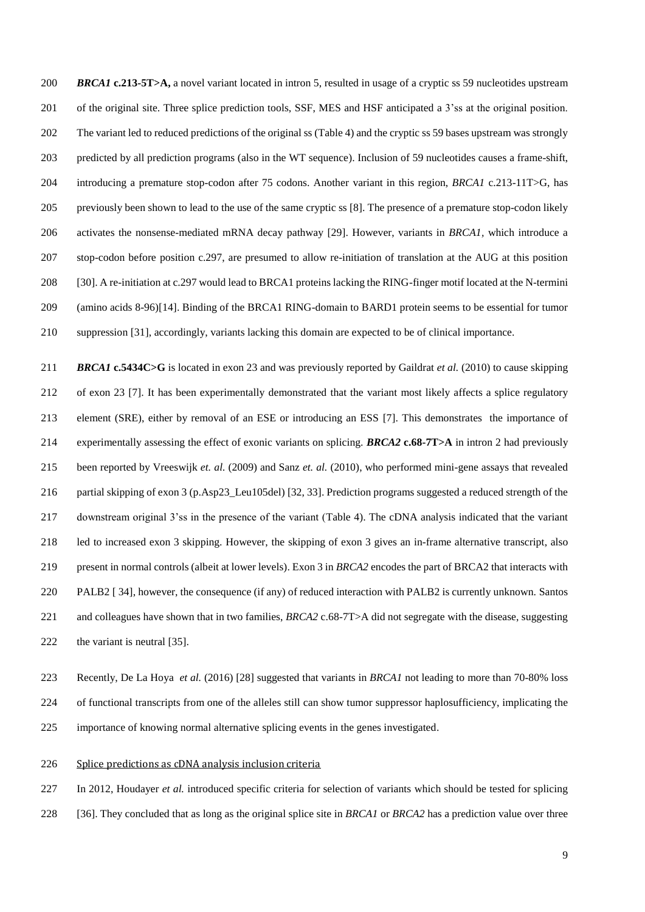***BRCA1* c.213-5T>A,** a novel variant located in intron 5, resulted in usage of a cryptic ss 59 nucleotides upstream of the original site. Three splice prediction tools, SSF, MES and HSF anticipated a 3'ss at the original position. The variant led to reduced predictions of the original ss (Table 4) and the cryptic ss 59 bases upstream was strongly predicted by all prediction programs (also in the WT sequence). Inclusion of 59 nucleotides causes a frame-shift, introducing a premature stop-codon after 75 codons. Another variant in this region, *BRCA1* c.213-11T>G, has previously been shown to lead to the use of the same cryptic ss [8]. The presence of a premature stop-codon likely activates the nonsense-mediated mRNA decay pathway [29]. However, variants in *BRCA1*, which introduce a stop-codon before position c.297, are presumed to allow re-initiation of translation at the AUG at this position [30]. A re-initiation at c.297 would lead to BRCA1 proteins lacking the RING-finger motif located at the N-termini (amino acids 8-96)[14]. Binding of the BRCA1 RING-domain to BARD1 protein seems to be essential for tumor suppression [31], accordingly, variants lacking this domain are expected to be of clinical importance.

***BRCA1* c.5434C>G** is located in exon 23 and was previously reported by Gaildrat *et al.* (2010) to cause skipping of exon 23 [7]. It has been experimentally demonstrated that the variant most likely affects a splice regulatory element (SRE), either by removal of an ESE or introducing an ESS [7]. This demonstrates the importance of experimentally assessing the effect of exonic variants on splicing. ***BRCA2* c.68-7T>A** in intron 2 had previously been reported by Vreeswijk *et. al.* (2009) and Sanz *et. al.* (2010), who performed mini-gene assays that revealed partial skipping of exon 3 (p.Asp23_Leu105del) [32, 33]. Prediction programs suggested a reduced strength of the downstream original 3'ss in the presence of the variant (Table 4). The cDNA analysis indicated that the variant led to increased exon 3 skipping. However, the skipping of exon 3 gives an in-frame alternative transcript, also present in normal controls (albeit at lower levels). Exon 3 in *BRCA2* encodes the part of BRCA2 that interacts with PALB2 [ 34], however, the consequence (if any) of reduced interaction with PALB2 is currently unknown. Santos and colleagues have shown that in two families, *BRCA2* c.68-7T>A did not segregate with the disease, suggesting the variant is neutral [35].

Recently, De La Hoya *et al.* (2016) [28] suggested that variants in *BRCA1* not leading to more than 70-80% loss of functional transcripts from one of the alleles still can show tumor suppressor haplosufficiency, implicating the importance of knowing normal alternative splicing events in the genes investigated.

## Splice predictions as cDNA analysis inclusion criteria

In 2012, Houdayer *et al.* introduced specific criteria for selection of variants which should be tested for splicing [36]. They concluded that as long as the original splice site in *BRCA1* or *BRCA2* has a prediction value over three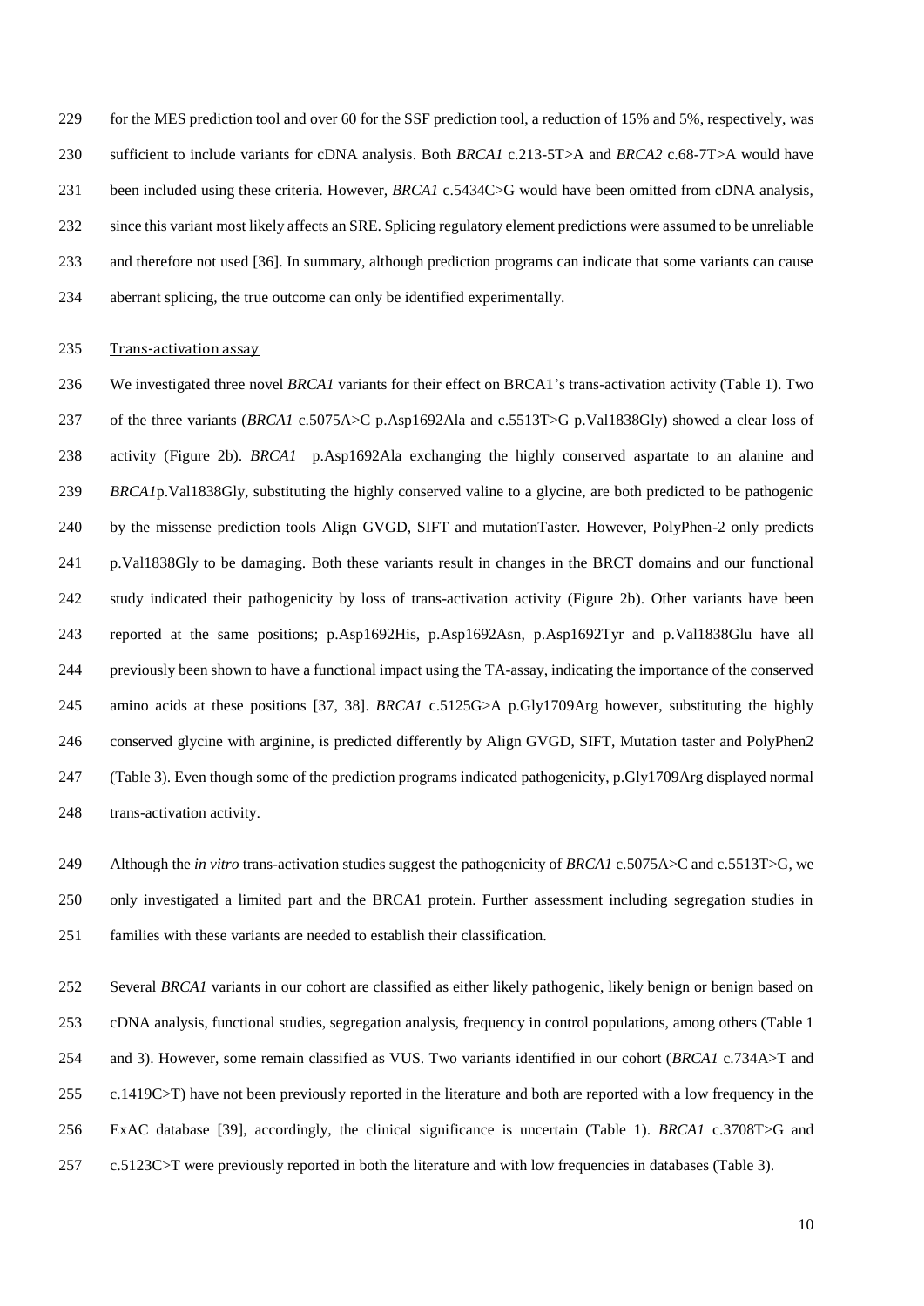for the MES prediction tool and over 60 for the SSF prediction tool, a reduction of 15% and 5%, respectively, was sufficient to include variants for cDNA analysis. Both *BRCA1* c.213-5T>A and *BRCA2* c.68-7T>A would have been included using these criteria. However, *BRCA1* c.5434C>G would have been omitted from cDNA analysis, since this variant most likely affects an SRE. Splicing regulatory element predictions were assumed to be unreliable and therefore not used [36]. In summary, although prediction programs can indicate that some variants can cause aberrant splicing, the true outcome can only be identified experimentally.

## Trans-activation assay

We investigated three novel *BRCA1* variants for their effect on BRCA1's trans-activation activity (Table 1). Two of the three variants (*BRCA1* c.5075A>C p.Asp1692Ala and c.5513T>G p.Val1838Gly) showed a clear loss of activity (Figure 2b). *BRCA1* p.Asp1692Ala exchanging the highly conserved aspartate to an alanine and *BRCA1*p.Val1838Gly, substituting the highly conserved valine to a glycine, are both predicted to be pathogenic by the missense prediction tools Align GVGD, SIFT and mutationTaster. However, PolyPhen-2 only predicts p.Val1838Gly to be damaging. Both these variants result in changes in the BRCT domains and our functional study indicated their pathogenicity by loss of trans-activation activity (Figure 2b). Other variants have been reported at the same positions; p.Asp1692His, p.Asp1692Asn, p.Asp1692Tyr and p.Val1838Glu have all previously been shown to have a functional impact using the TA-assay, indicating the importance of the conserved amino acids at these positions [37, 38]. *BRCA1* c.5125G>A p.Gly1709Arg however, substituting the highly conserved glycine with arginine, is predicted differently by Align GVGD, SIFT, Mutation taster and PolyPhen2 (Table 3). Even though some of the prediction programs indicated pathogenicity, p.Gly1709Arg displayed normal trans-activation activity.

Although the *in vitro* trans-activation studies suggest the pathogenicity of *BRCA1* c.5075A>C and c.5513T>G, we only investigated a limited part and the BRCA1 protein. Further assessment including segregation studies in families with these variants are needed to establish their classification.

Several *BRCA1* variants in our cohort are classified as either likely pathogenic, likely benign or benign based on cDNA analysis, functional studies, segregation analysis, frequency in control populations, among others (Table 1 and 3). However, some remain classified as VUS. Two variants identified in our cohort (*BRCA1* c.734A>T and c.1419C>T) have not been previously reported in the literature and both are reported with a low frequency in the ExAC database [39], accordingly, the clinical significance is uncertain (Table 1). *BRCA1* c.3708T>G and c.5123C>T were previously reported in both the literature and with low frequencies in databases (Table 3).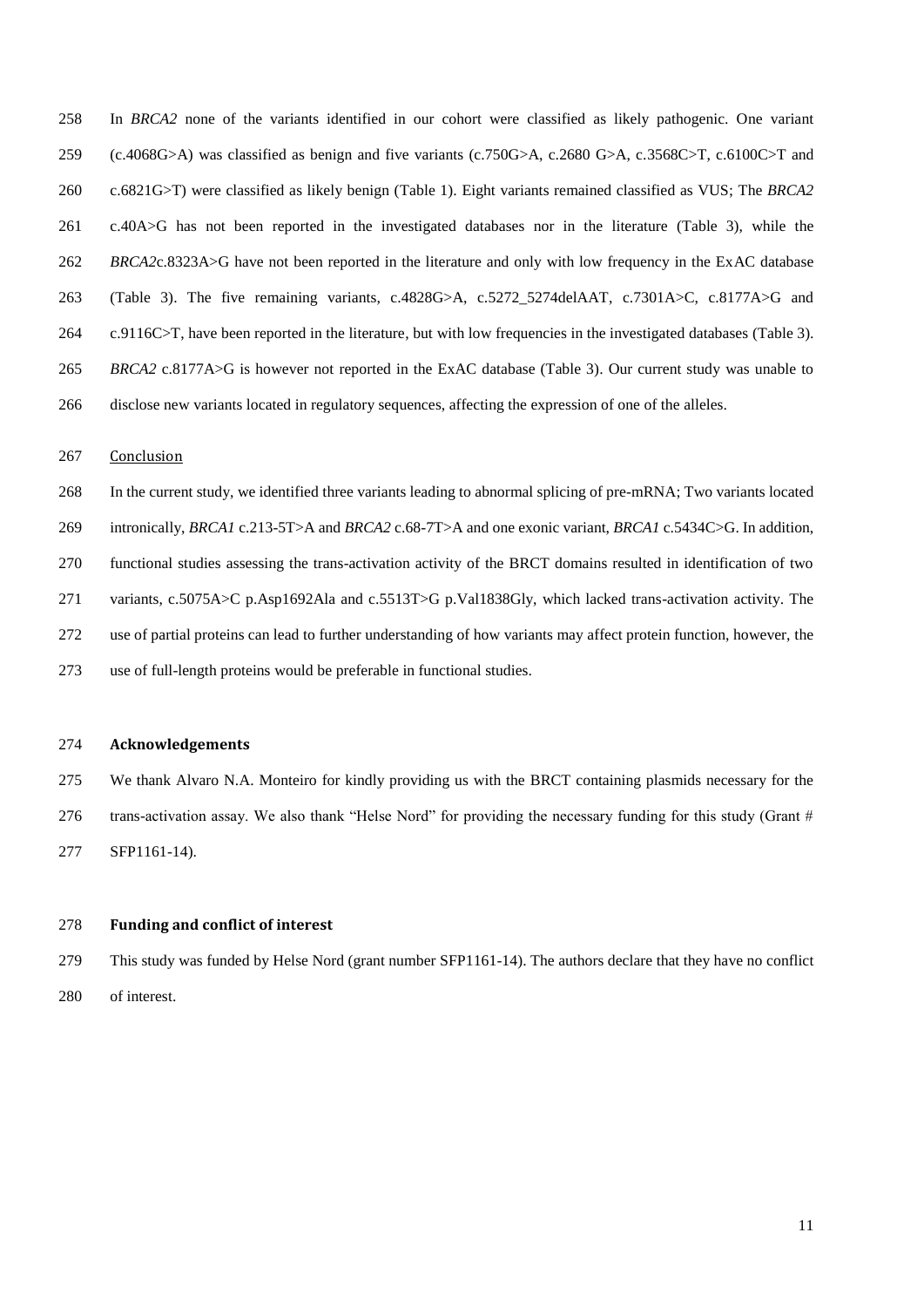In *BRCA2* none of the variants identified in our cohort were classified as likely pathogenic. One variant (c.4068G>A) was classified as benign and five variants (c.750G>A, c.2680 G>A, c.3568C>T, c.6100C>T and c.6821G>T) were classified as likely benign (Table 1). Eight variants remained classified as VUS; The *BRCA2* c.40A>G has not been reported in the investigated databases nor in the literature (Table 3), while the *BRCA2*c.8323A>G have not been reported in the literature and only with low frequency in the ExAC database (Table 3). The five remaining variants, c.4828G>A, c.5272_5274delAAT, c.7301A>C, c.8177A>G and c.9116C>T, have been reported in the literature, but with low frequencies in the investigated databases (Table 3). *BRCA2* c.8177A>G is however not reported in the ExAC database (Table 3). Our current study was unable to disclose new variants located in regulatory sequences, affecting the expression of one of the alleles.

## Conclusion

In the current study, we identified three variants leading to abnormal splicing of pre-mRNA; Two variants located intronically, *BRCA1* c.213-5T>A and *BRCA2* c.68-7T>A and one exonic variant, *BRCA1* c.5434C>G. In addition, functional studies assessing the trans-activation activity of the BRCT domains resulted in identification of two variants, c.5075A>C p.Asp1692Ala and c.5513T>G p.Val1838Gly, which lacked trans-activation activity. The use of partial proteins can lead to further understanding of how variants may affect protein function, however, the use of full-length proteins would be preferable in functional studies.

## Acknowledgements

We thank Alvaro N.A. Monteiro for kindly providing us with the BRCT containing plasmids necessary for the trans-activation assay. We also thank "Helse Nord" for providing the necessary funding for this study (Grant # SFP1161-14).

## Funding and conflict of interest

This study was funded by Helse Nord (grant number SFP1161-14). The authors declare that they have no conflict of interest.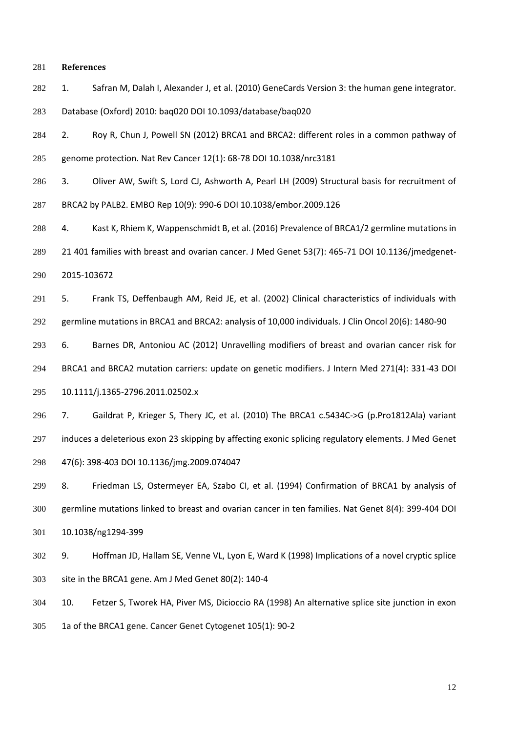## References

1. Safran M, Dalah I, Alexander J, et al. (2010) GeneCards Version 3: the human gene integrator. Database (Oxford) 2010: baq020 DOI 10.1093/database/baq020
2. Roy R, Chun J, Powell SN (2012) BRCA1 and BRCA2: different roles in a common pathway of genome protection. Nat Rev Cancer 12(1): 68-78 DOI 10.1038/nrc3181
3. Oliver AW, Swift S, Lord CJ, Ashworth A, Pearl LH (2009) Structural basis for recruitment of BRCA2 by PALB2. EMBO Rep 10(9): 990-6 DOI 10.1038/embor.2009.126
4. Kast K, Rhiem K, Wappenschmidt B, et al. (2016) Prevalence of BRCA1/2 germline mutations in 21 401 families with breast and ovarian cancer. J Med Genet 53(7): 465-71 DOI 10.1136/jmedgenet-2015-103672
5. Frank TS, Deffenbaugh AM, Reid JE, et al. (2002) Clinical characteristics of individuals with germline mutations in BRCA1 and BRCA2: analysis of 10,000 individuals. J Clin Oncol 20(6): 1480-90
6. Barnes DR, Antoniou AC (2012) Unravelling modifiers of breast and ovarian cancer risk for BRCA1 and BRCA2 mutation carriers: update on genetic modifiers. J Intern Med 271(4): 331-43 DOI 10.1111/j.1365-2796.2011.02502.x
7. Gaildrat P, Krieger S, Thery JC, et al. (2010) The BRCA1 c.5434C->G (p.Pro1812Ala) variant induces a deleterious exon 23 skipping by affecting exonic splicing regulatory elements. J Med Genet 47(6): 398-403 DOI 10.1136/jmg.2009.074047
8. Friedman LS, Ostermeyer EA, Szabo CI, et al. (1994) Confirmation of BRCA1 by analysis of germline mutations linked to breast and ovarian cancer in ten families. Nat Genet 8(4): 399-404 DOI 10.1038/ng1294-399
9. Hoffman JD, Hallam SE, Venne VL, Lyon E, Ward K (1998) Implications of a novel cryptic splice site in the BRCA1 gene. Am J Med Genet 80(2): 140-4
10. Fetzer S, Tworek HA, Piver MS, Dicioccio RA (1998) An alternative splice site junction in exon 1a of the BRCA1 gene. Cancer Genet Cytogenet 105(1): 90-2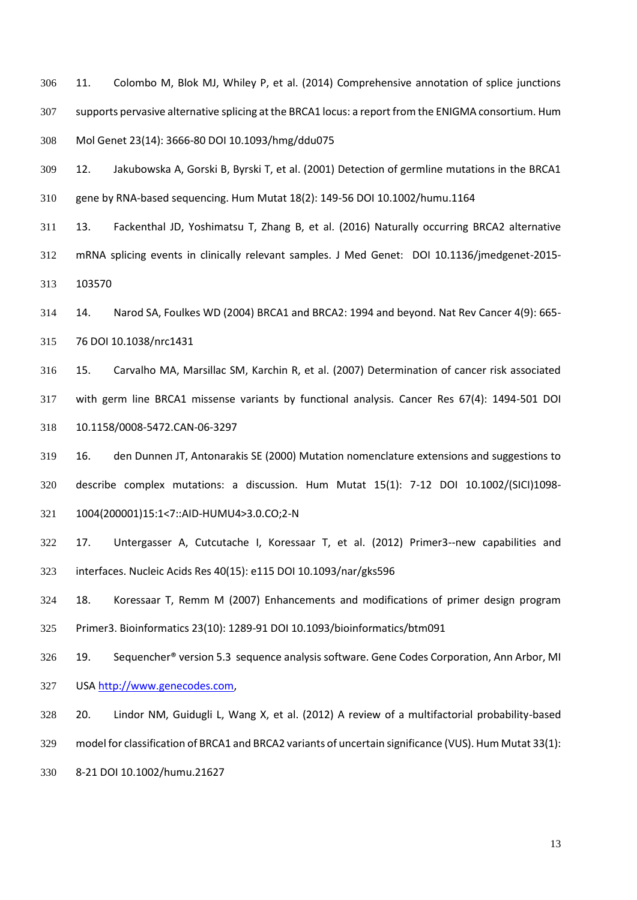11. Colombo M, Blok MJ, Whiley P, et al. (2014) Comprehensive annotation of splice junctions supports pervasive alternative splicing at the BRCA1 locus: a report from the ENIGMA consortium. Hum Mol Genet 23(14): 3666-80 DOI 10.1093/hmg/ddu075

12. Jakubowska A, Gorski B, Byrski T, et al. (2001) Detection of germline mutations in the BRCA1 gene by RNA-based sequencing. Hum Mutat 18(2): 149-56 DOI 10.1002/humu.1164

13. Fackenthal JD, Yoshimatsu T, Zhang B, et al. (2016) Naturally occurring BRCA2 alternative mRNA splicing events in clinically relevant samples. J Med Genet: DOI 10.1136/jmedgenet-2015-103570

14. Narod SA, Foulkes WD (2004) BRCA1 and BRCA2: 1994 and beyond. Nat Rev Cancer 4(9): 665-76 DOI 10.1038/nrc1431

15. Carvalho MA, Marsillac SM, Karchin R, et al. (2007) Determination of cancer risk associated with germ line BRCA1 missense variants by functional analysis. Cancer Res 67(4): 1494-501 DOI 10.1158/0008-5472.CAN-06-3297

16. den Dunnen JT, Antonarakis SE (2000) Mutation nomenclature extensions and suggestions to describe complex mutations: a discussion. Hum Mutat 15(1): 7-12 DOI 10.1002/(SICI)1098-1004(200001)15:1<7::AID-HUMU4>3.0.CO;2-N

17. Untergasser A, Cutcutache I, Koressaar T, et al. (2012) Primer3--new capabilities and interfaces. Nucleic Acids Res 40(15): e115 DOI 10.1093/nar/gks596

18. Koressaar T, Remm M (2007) Enhancements and modifications of primer design program Primer3. Bioinformatics 23(10): 1289-91 DOI 10.1093/bioinformatics/btm091

19. Sequencher® version 5.3 sequence analysis software. Gene Codes Corporation, Ann Arbor, MI USA http://www.genecodes.com,

20. Lindor NM, Guidugli L, Wang X, et al. (2012) A review of a multifactorial probability-based model for classification of BRCA1 and BRCA2 variants of uncertain significance (VUS). Hum Mutat 33(1): 8-21 DOI 10.1002/humu.21627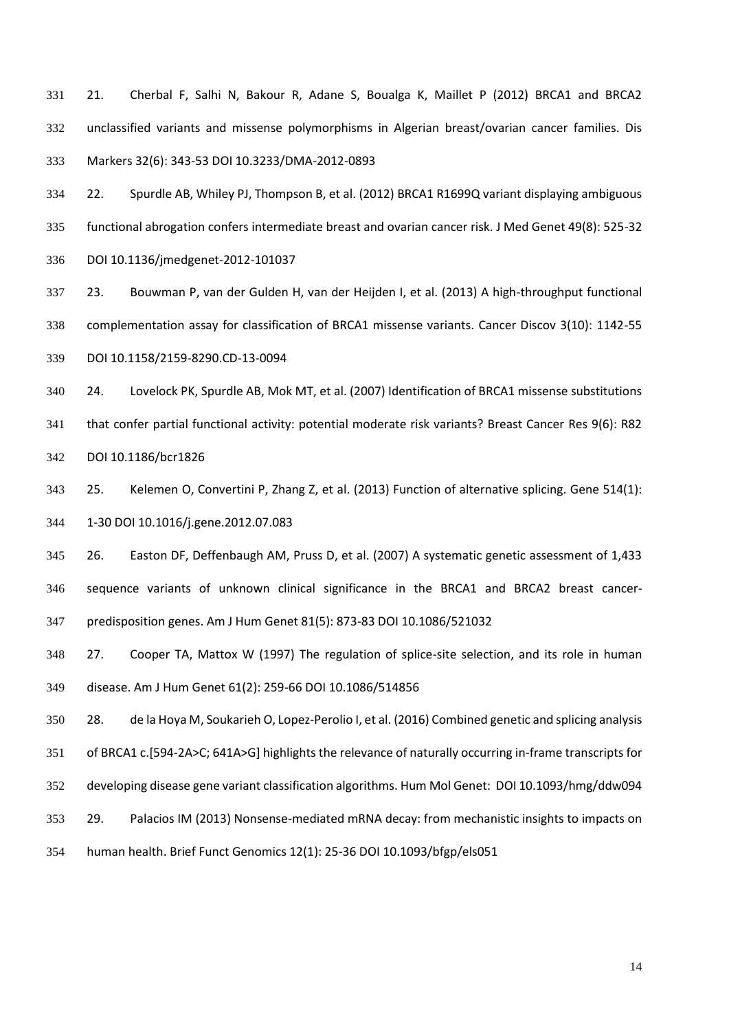21. Cherbal F, Salhi N, Bakour R, Adane S, Boualga K, Maillet P (2012) BRCA1 and BRCA2 unclassified variants and missense polymorphisms in Algerian breast/ovarian cancer families. Dis Markers 32(6): 343-53 DOI 10.3233/DMA-2012-0893

22. Spurdle AB, Whiley PJ, Thompson B, et al. (2012) BRCA1 R1699Q variant displaying ambiguous functional abrogation confers intermediate breast and ovarian cancer risk. J Med Genet 49(8): 525-32 DOI 10.1136/jmedgenet-2012-101037

23. Bouwman P, van der Gulden H, van der Heijden I, et al. (2013) A high-throughput functional complementation assay for classification of BRCA1 missense variants. Cancer Discov 3(10): 1142-55 DOI 10.1158/2159-8290.CD-13-0094

24. Lovelock PK, Spurdle AB, Mok MT, et al. (2007) Identification of BRCA1 missense substitutions that confer partial functional activity: potential moderate risk variants? Breast Cancer Res 9(6): R82 DOI 10.1186/bcr1826

25. Kelemen O, Convertini P, Zhang Z, et al. (2013) Function of alternative splicing. Gene 514(1): 1-30 DOI 10.1016/j.gene.2012.07.083

26. Easton DF, Deffenbaugh AM, Pruss D, et al. (2007) A systematic genetic assessment of 1,433 sequence variants of unknown clinical significance in the BRCA1 and BRCA2 breast cancer-predisposition genes. Am J Hum Genet 81(5): 873-83 DOI 10.1086/521032

27. Cooper TA, Mattox W (1997) The regulation of splice-site selection, and its role in human disease. Am J Hum Genet 61(2): 259-66 DOI 10.1086/514856

28. de la Hoya M, Soukarieh O, Lopez-Perolio I, et al. (2016) Combined genetic and splicing analysis of BRCA1 c.[594-2A>C; 641A>G] highlights the relevance of naturally occurring in-frame transcripts for developing disease gene variant classification algorithms. Hum Mol Genet: DOI 10.1093/hmg/ddw094

29. Palacios IM (2013) Nonsense-mediated mRNA decay: from mechanistic insights to impacts on human health. Brief Funct Genomics 12(1): 25-36 DOI 10.1093/bfgp/els051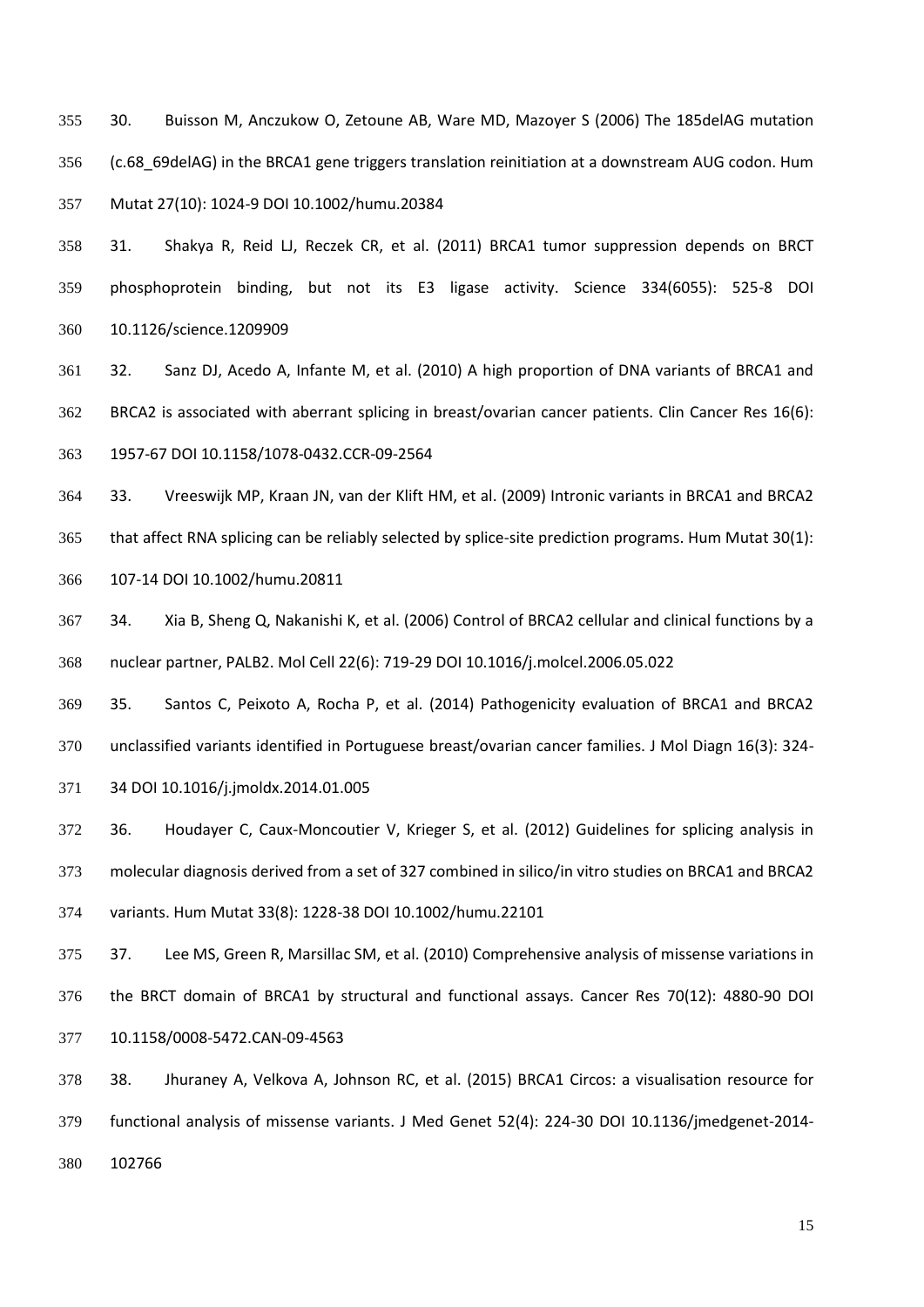30. Buisson M, Anczukow O, Zetoune AB, Ware MD, Mazoyer S (2006) The 185delAG mutation (c.68_69delAG) in the BRCA1 gene triggers translation reinitiation at a downstream AUG codon. Hum Mutat 27(10): 1024-9 DOI 10.1002/humu.20384

31. Shakya R, Reid LJ, Reczek CR, et al. (2011) BRCA1 tumor suppression depends on BRCT phosphoprotein binding, but not its E3 ligase activity. Science 334(6055): 525-8 DOI 10.1126/science.1209909

32. Sanz DJ, Acedo A, Infante M, et al. (2010) A high proportion of DNA variants of BRCA1 and BRCA2 is associated with aberrant splicing in breast/ovarian cancer patients. Clin Cancer Res 16(6): 1957-67 DOI 10.1158/1078-0432.CCR-09-2564

33. Vreeswijk MP, Kraan JN, van der Klift HM, et al. (2009) Intronic variants in BRCA1 and BRCA2 that affect RNA splicing can be reliably selected by splice-site prediction programs. Hum Mutat 30(1): 107-14 DOI 10.1002/humu.20811

34. Xia B, Sheng Q, Nakanishi K, et al. (2006) Control of BRCA2 cellular and clinical functions by a nuclear partner, PALB2. Mol Cell 22(6): 719-29 DOI 10.1016/j.molcel.2006.05.022

35. Santos C, Peixoto A, Rocha P, et al. (2014) Pathogenicity evaluation of BRCA1 and BRCA2 unclassified variants identified in Portuguese breast/ovarian cancer families. J Mol Diagn 16(3): 324-34 DOI 10.1016/j.jmoldx.2014.01.005

36. Houdayer C, Caux-Moncoutier V, Krieger S, et al. (2012) Guidelines for splicing analysis in molecular diagnosis derived from a set of 327 combined in silico/in vitro studies on BRCA1 and BRCA2 variants. Hum Mutat 33(8): 1228-38 DOI 10.1002/humu.22101

37. Lee MS, Green R, Marsillac SM, et al. (2010) Comprehensive analysis of missense variations in the BRCT domain of BRCA1 by structural and functional assays. Cancer Res 70(12): 4880-90 DOI 10.1158/0008-5472.CAN-09-4563

38. Jhuraney A, Velkova A, Johnson RC, et al. (2015) BRCA1 Circos: a visualisation resource for functional analysis of missense variants. J Med Genet 52(4): 224-30 DOI 10.1136/jmedgenet-2014-102766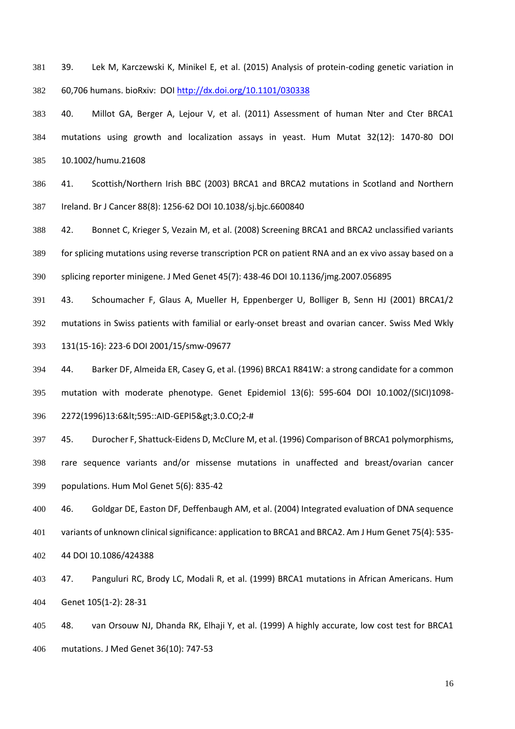39. Lek M, Karczewski K, Minikel E, et al. (2015) Analysis of protein-coding genetic variation in 60,706 humans. bioRxiv: DOI http://dx.doi.org/10.1101/030338

40. Millot GA, Berger A, Lejour V, et al. (2011) Assessment of human Nter and Cter BRCA1 mutations using growth and localization assays in yeast. Hum Mutat 32(12): 1470-80 DOI 10.1002/humu.21608

41. Scottish/Northern Irish BBC (2003) BRCA1 and BRCA2 mutations in Scotland and Northern Ireland. Br J Cancer 88(8): 1256-62 DOI 10.1038/sj.bjc.6600840

42. Bonnet C, Krieger S, Vezain M, et al. (2008) Screening BRCA1 and BRCA2 unclassified variants for splicing mutations using reverse transcription PCR on patient RNA and an ex vivo assay based on a splicing reporter minigene. J Med Genet 45(7): 438-46 DOI 10.1136/jmg.2007.056895

43. Schoumacher F, Glaus A, Mueller H, Eppenberger U, Bolliger B, Senn HJ (2001) BRCA1/2 mutations in Swiss patients with familial or early-onset breast and ovarian cancer. Swiss Med Wkly 131(15-16): 223-6 DOI 2001/15/smw-09677

44. Barker DF, Almeida ER, Casey G, et al. (1996) BRCA1 R841W: a strong candidate for a common mutation with moderate phenotype. Genet Epidemiol 13(6): 595-604 DOI 10.1002/(SICI)1098-2272(1996)13:6&lt;595::AID-GEPI5&gt;3.0.CO;2-#

45. Durocher F, Shattuck-Eidens D, McClure M, et al. (1996) Comparison of BRCA1 polymorphisms, rare sequence variants and/or missense mutations in unaffected and breast/ovarian cancer populations. Hum Mol Genet 5(6): 835-42

46. Goldgar DE, Easton DF, Deffenbaugh AM, et al. (2004) Integrated evaluation of DNA sequence variants of unknown clinical significance: application to BRCA1 and BRCA2. Am J Hum Genet 75(4): 535-44 DOI 10.1086/424388

47. Panguluri RC, Brody LC, Modali R, et al. (1999) BRCA1 mutations in African Americans. Hum Genet 105(1-2): 28-31

48. van Orsouw NJ, Dhanda RK, Elhaji Y, et al. (1999) A highly accurate, low cost test for BRCA1 mutations. J Med Genet 36(10): 747-53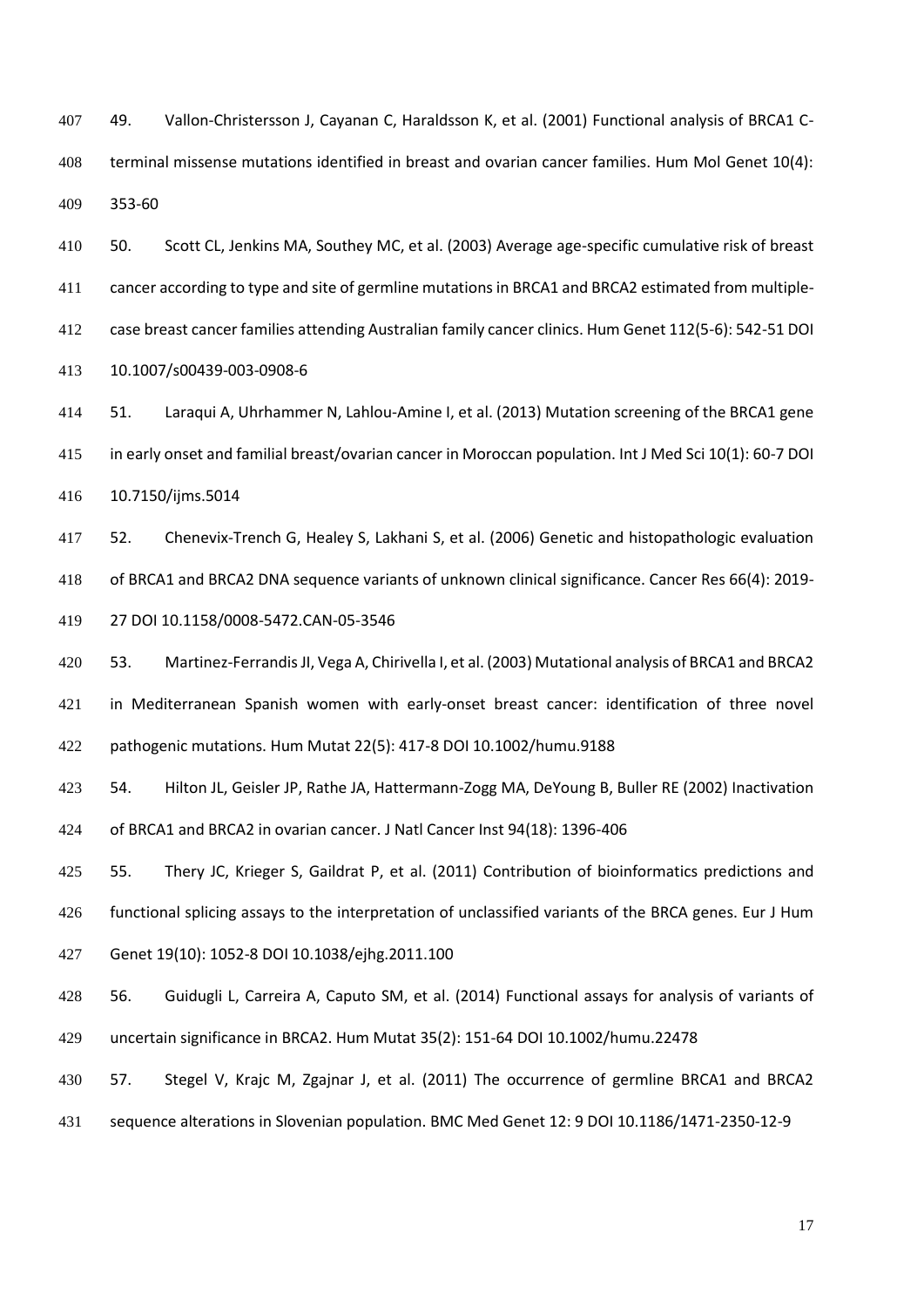49. Vallon-Christersson J, Cayanan C, Haraldsson K, et al. (2001) Functional analysis of BRCA1 C-terminal missense mutations identified in breast and ovarian cancer families. Hum Mol Genet 10(4): 353-60

50. Scott CL, Jenkins MA, Southey MC, et al. (2003) Average age-specific cumulative risk of breast cancer according to type and site of germline mutations in BRCA1 and BRCA2 estimated from multiple-case breast cancer families attending Australian family cancer clinics. Hum Genet 112(5-6): 542-51 DOI 10.1007/s00439-003-0908-6

51. Laraqui A, Uhrhammer N, Lahlou-Amine I, et al. (2013) Mutation screening of the BRCA1 gene in early onset and familial breast/ovarian cancer in Moroccan population. Int J Med Sci 10(1): 60-7 DOI 10.7150/ijms.5014

52. Chenevix-Trench G, Healey S, Lakhani S, et al. (2006) Genetic and histopathologic evaluation of BRCA1 and BRCA2 DNA sequence variants of unknown clinical significance. Cancer Res 66(4): 2019-27 DOI 10.1158/0008-5472.CAN-05-3546

53. Martinez-Ferrandis JI, Vega A, Chirivella I, et al. (2003) Mutational analysis of BRCA1 and BRCA2 in Mediterranean Spanish women with early-onset breast cancer: identification of three novel pathogenic mutations. Hum Mutat 22(5): 417-8 DOI 10.1002/humu.9188

54. Hilton JL, Geisler JP, Rathe JA, Hattermann-Zogg MA, DeYoung B, Buller RE (2002) Inactivation of BRCA1 and BRCA2 in ovarian cancer. J Natl Cancer Inst 94(18): 1396-406

55. Thery JC, Krieger S, Gaildrat P, et al. (2011) Contribution of bioinformatics predictions and functional splicing assays to the interpretation of unclassified variants of the BRCA genes. Eur J Hum Genet 19(10): 1052-8 DOI 10.1038/ejhg.2011.100

56. Guidugli L, Carreira A, Caputo SM, et al. (2014) Functional assays for analysis of variants of uncertain significance in BRCA2. Hum Mutat 35(2): 151-64 DOI 10.1002/humu.22478

57. Stegel V, Krajc M, Zgajnar J, et al. (2011) The occurrence of germline BRCA1 and BRCA2 sequence alterations in Slovenian population. BMC Med Genet 12: 9 DOI 10.1186/1471-2350-12-9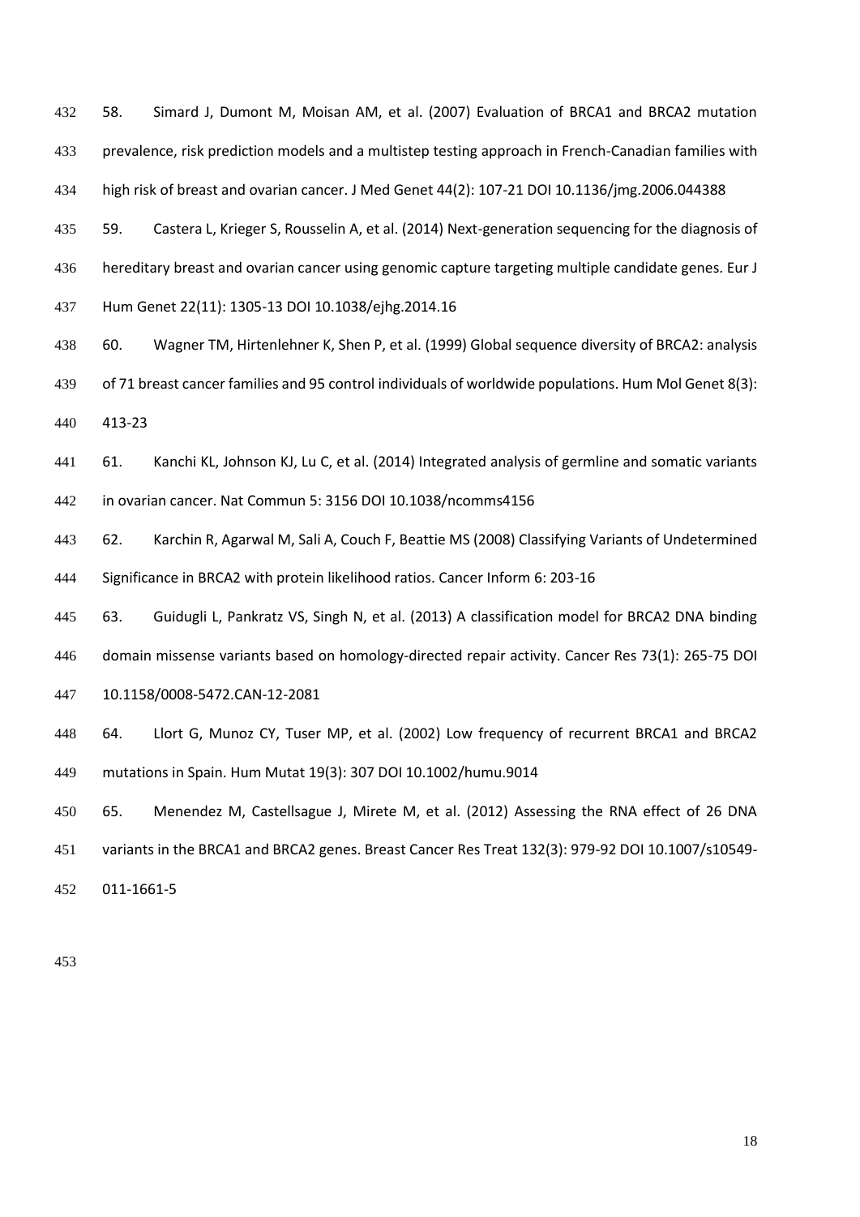58. Simard J, Dumont M, Moisan AM, et al. (2007) Evaluation of BRCA1 and BRCA2 mutation prevalence, risk prediction models and a multistep testing approach in French-Canadian families with high risk of breast and ovarian cancer. J Med Genet 44(2): 107-21 DOI 10.1136/jmg.2006.044388

59. Castera L, Krieger S, Rousselin A, et al. (2014) Next-generation sequencing for the diagnosis of hereditary breast and ovarian cancer using genomic capture targeting multiple candidate genes. Eur J Hum Genet 22(11): 1305-13 DOI 10.1038/ejhg.2014.16

60. Wagner TM, Hirtenlehner K, Shen P, et al. (1999) Global sequence diversity of BRCA2: analysis of 71 breast cancer families and 95 control individuals of worldwide populations. Hum Mol Genet 8(3): 413-23

61. Kanchi KL, Johnson KJ, Lu C, et al. (2014) Integrated analysis of germline and somatic variants in ovarian cancer. Nat Commun 5: 3156 DOI 10.1038/ncomms4156

62. Karchin R, Agarwal M, Sali A, Couch F, Beattie MS (2008) Classifying Variants of Undetermined Significance in BRCA2 with protein likelihood ratios. Cancer Inform 6: 203-16

63. Guidugli L, Pankratz VS, Singh N, et al. (2013) A classification model for BRCA2 DNA binding domain missense variants based on homology-directed repair activity. Cancer Res 73(1): 265-75 DOI 10.1158/0008-5472.CAN-12-2081

64. Llort G, Munoz CY, Tuser MP, et al. (2002) Low frequency of recurrent BRCA1 and BRCA2 mutations in Spain. Hum Mutat 19(3): 307 DOI 10.1002/humu.9014

65. Menendez M, Castellsague J, Mirete M, et al. (2012) Assessing the RNA effect of 26 DNA variants in the BRCA1 and BRCA2 genes. Breast Cancer Res Treat 132(3): 979-92 DOI 10.1007/s10549-011-1661-5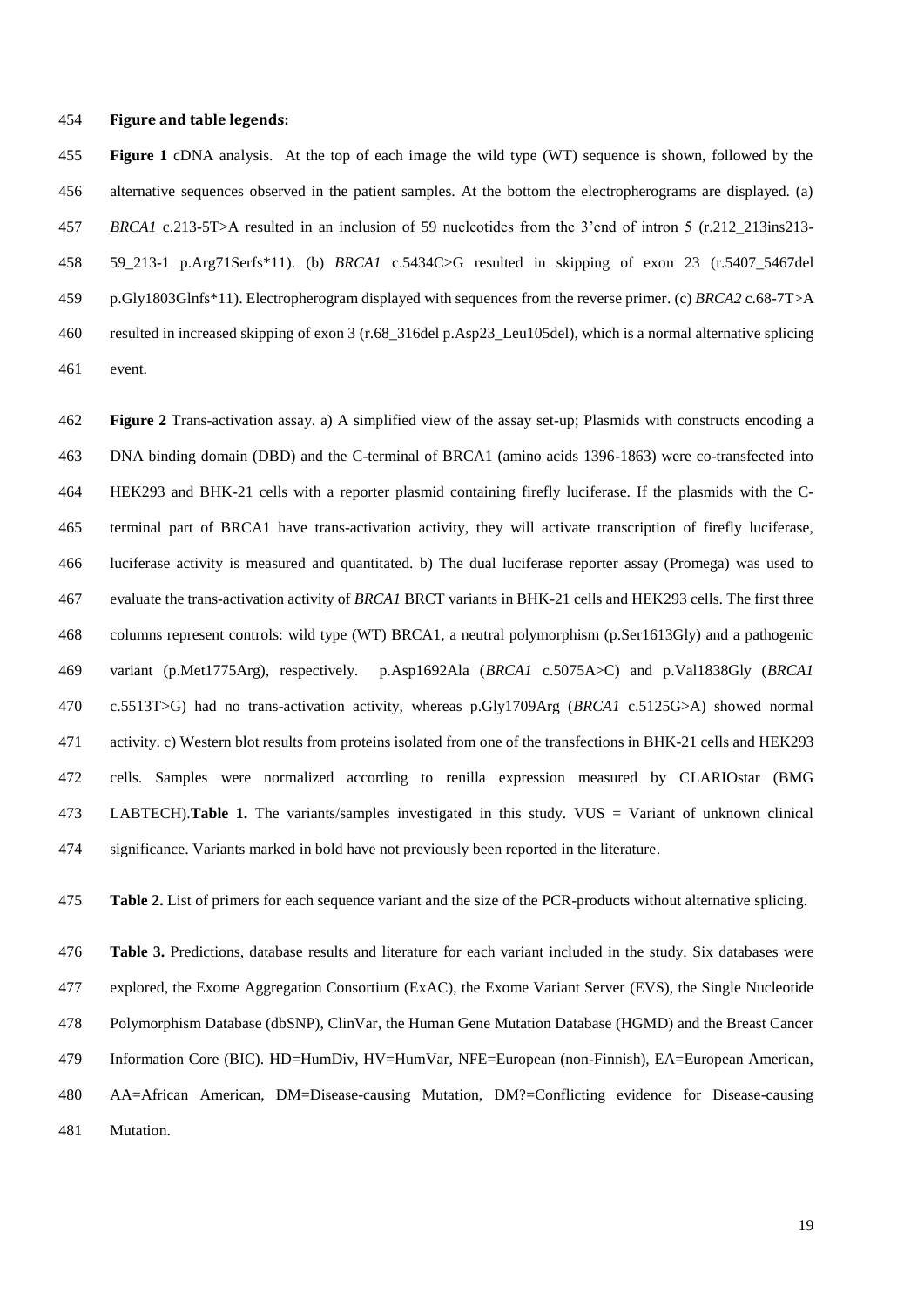**Figure and table legends:**

**Figure 1** cDNA analysis. At the top of each image the wild type (WT) sequence is shown, followed by the alternative sequences observed in the patient samples. At the bottom the electropherograms are displayed. (a) *BRCA1* c.213-5T>A resulted in an inclusion of 59 nucleotides from the 3'end of intron 5 (r.212_213ins213-59_213-1 p.Arg71Serfs*11). (b) *BRCA1* c.5434C>G resulted in skipping of exon 23 (r.5407_5467del p.Gly1803Glnfs*11). Electropherogram displayed with sequences from the reverse primer. (c) *BRCA2* c.68-7T>A resulted in increased skipping of exon 3 (r.68_316del p.Asp23_Leu105del), which is a normal alternative splicing event.

**Figure 2** Trans-activation assay. a) A simplified view of the assay set-up; Plasmids with constructs encoding a DNA binding domain (DBD) and the C-terminal of BRCA1 (amino acids 1396-1863) were co-transfected into HEK293 and BHK-21 cells with a reporter plasmid containing firefly luciferase. If the plasmids with the C-terminal part of BRCA1 have trans-activation activity, they will activate transcription of firefly luciferase, luciferase activity is measured and quantitated. b) The dual luciferase reporter assay (Promega) was used to evaluate the trans-activation activity of *BRCA1* BRCT variants in BHK-21 cells and HEK293 cells. The first three columns represent controls: wild type (WT) BRCA1, a neutral polymorphism (p.Ser1613Gly) and a pathogenic variant (p.Met1775Arg), respectively. p.Asp1692Ala (*BRCA1* c.5075A>C) and p.Val1838Gly (*BRCA1* c.5513T>G) had no trans-activation activity, whereas p.Gly1709Arg (*BRCA1* c.5125G>A) showed normal activity. c) Western blot results from proteins isolated from one of the transfections in BHK-21 cells and HEK293 cells. Samples were normalized according to renilla expression measured by CLARIOstar (BMG LABTECH).**Table 1.** The variants/samples investigated in this study. VUS = Variant of unknown clinical significance. Variants marked in bold have not previously been reported in the literature.

**Table 2.** List of primers for each sequence variant and the size of the PCR-products without alternative splicing.

**Table 3.** Predictions, database results and literature for each variant included in the study. Six databases were explored, the Exome Aggregation Consortium (ExAC), the Exome Variant Server (EVS), the Single Nucleotide Polymorphism Database (dbSNP), ClinVar, the Human Gene Mutation Database (HGMD) and the Breast Cancer Information Core (BIC). HD=HumDiv, HV=HumVar, NFE=European (non-Finnish), EA=European American, AA=African American, DM=Disease-causing Mutation, DM?=Conflicting evidence for Disease-causing Mutation.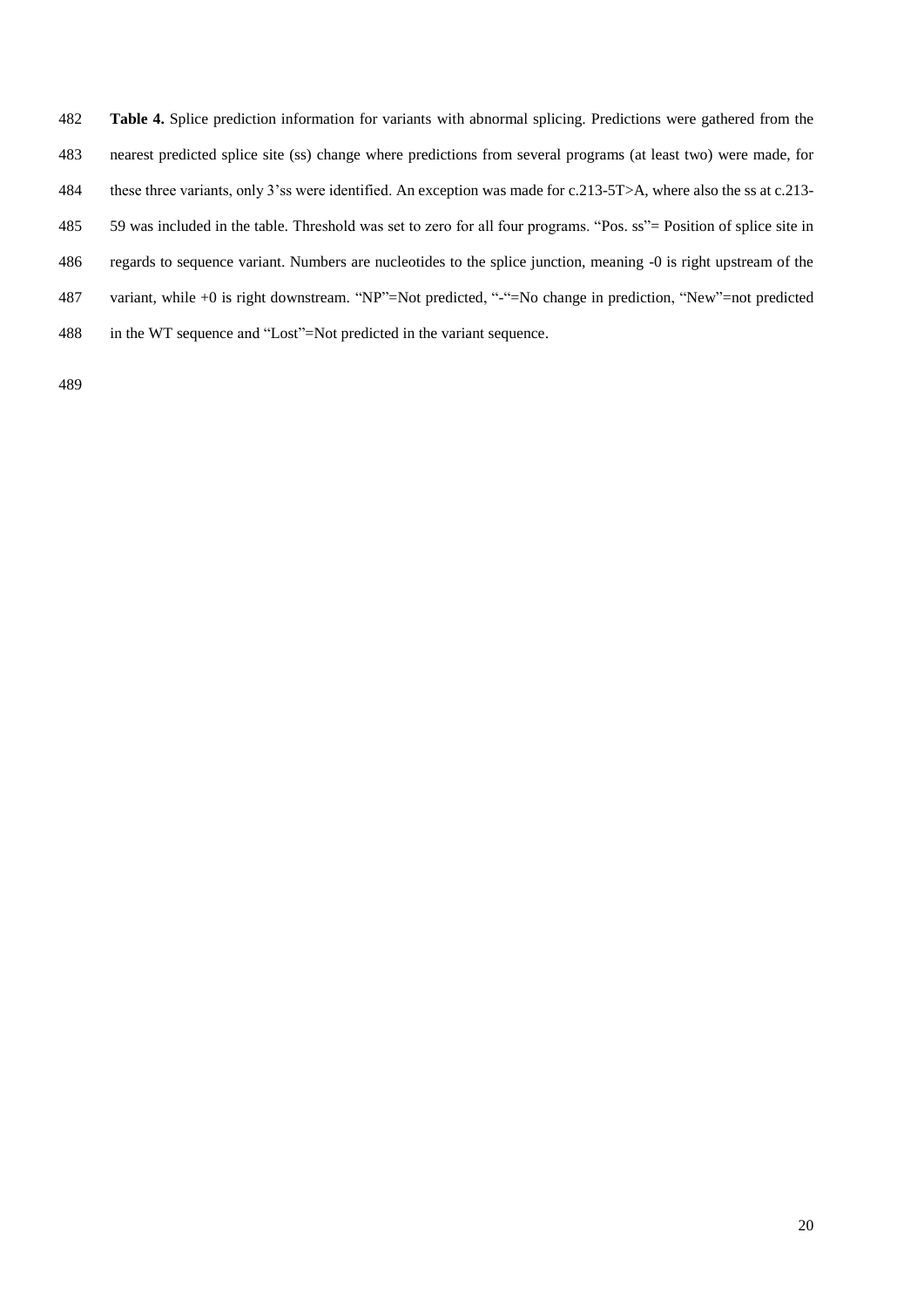**Table 4.** Splice prediction information for variants with abnormal splicing. Predictions were gathered from the nearest predicted splice site (ss) change where predictions from several programs (at least two) were made, for these three variants, only 3'ss were identified. An exception was made for c.213-5T>A, where also the ss at c.213-59 was included in the table. Threshold was set to zero for all four programs. "Pos. ss"= Position of splice site in regards to sequence variant. Numbers are nucleotides to the splice junction, meaning -0 is right upstream of the variant, while +0 is right downstream. "NP"=Not predicted, "-"=No change in prediction, "New"=not predicted in the WT sequence and "Lost"=Not predicted in the variant sequence.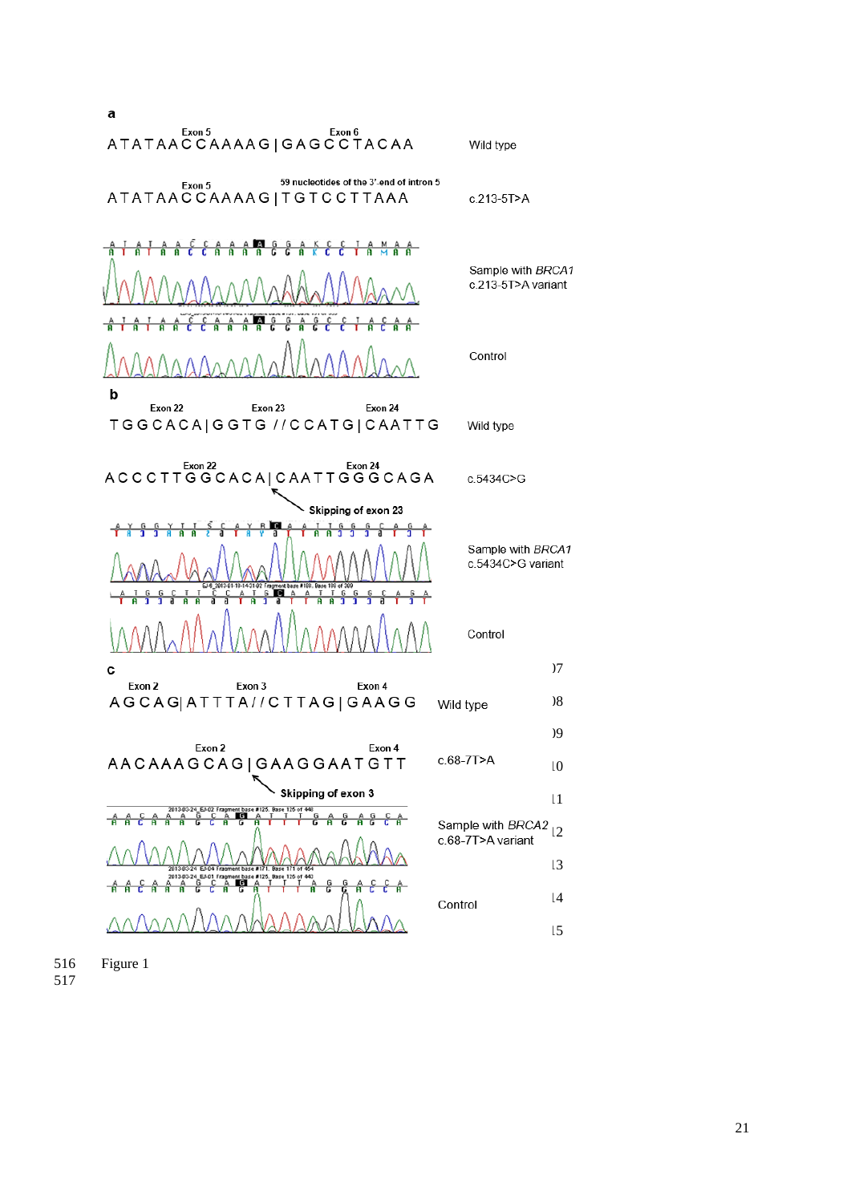**a**

| Exon 5 / Exon 6 | |
|---|---|
| ATATAACCAAAAG\|GAGCCTACAA | Wild type |
| ATATAACCAAAAG\|TGTCCTTAAA (Exon 5 / 59 nucleotides of the 3'-end of intron 5) | c.213-5T>A |
| | Sample with *BRCA1* c.213-5T>A variant |
| | Control |

**b**

| Exon 22 / Exon 23 / Exon 24 | |
|---|---|
| TGGCACA\|GGTG //CCATG\|CAATTG | Wild type |
| ACCCTTGGCACA\|CAATTGGGCAGA (Exon 22 / Exon 24; Skipping of exon 23) | c.5434C>G |
| | Sample with *BRCA1* c.5434C>G variant |
| | Control |

**c**

| Exon 2 / Exon 3 / Exon 4 | |
|---|---|
| AGCAG\|ATTTA//CTTAG\|GAAGG | Wild type |
| AACAAAGCAG\|GAAGGAATGTT (Exon 2 / Exon 4; Skipping of exon 3) | c.68-7T>A |
| | Sample with *BRCA2* c.68-7T>A variant |
| | Control |

Figure 1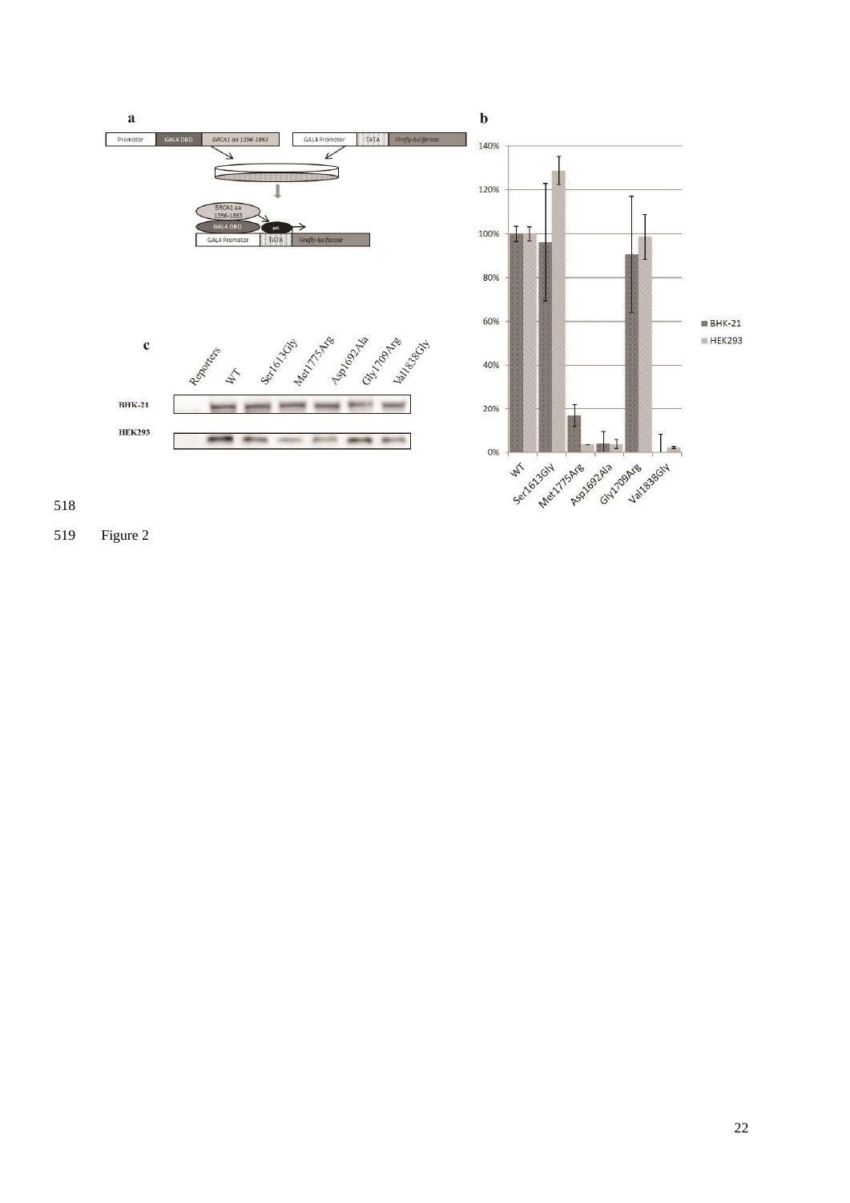Figure 2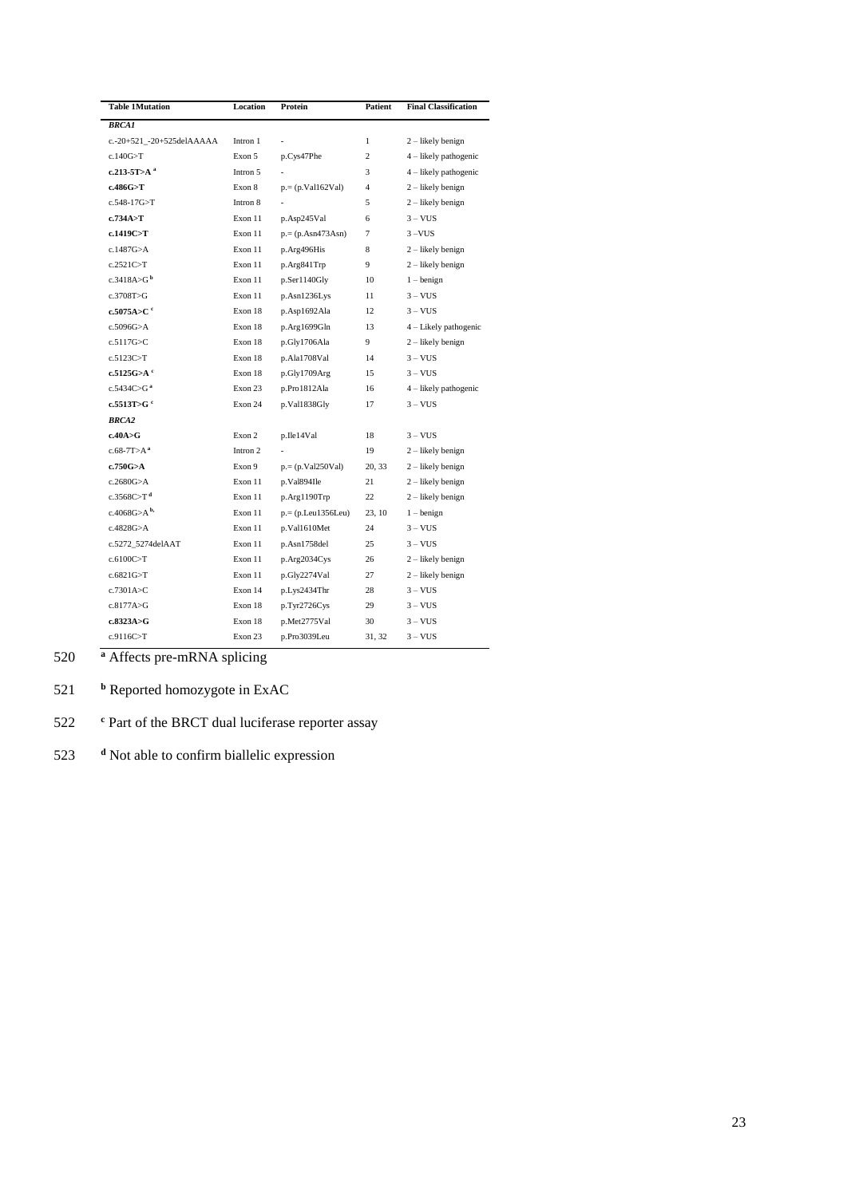| Table 1Mutation | Location | Protein | Patient | Final Classification |
|---|---|---|---|---|
| ***BRCA1*** | | | | |
| c.-20+521_-20+525delAAAAA | Intron 1 | - | 1 | 2 – likely benign |
| c.140G>T | Exon 5 | p.Cys47Phe | 2 | 4 – likely pathogenic |
| **c.213-5T>A** [a] | Intron 5 | - | 3 | 4 – likely pathogenic |
| **c.486G>T** | Exon 8 | p.= (p.Val162Val) | 4 | 2 – likely benign |
| c.548-17G>T | Intron 8 | - | 5 | 2 – likely benign |
| **c.734A>T** | Exon 11 | p.Asp245Val | 6 | 3 – VUS |
| **c.1419C>T** | Exon 11 | p.= (p.Asn473Asn) | 7 | 3 –VUS |
| c.1487G>A | Exon 11 | p.Arg496His | 8 | 2 – likely benign |
| c.2521C>T | Exon 11 | p.Arg841Trp | 9 | 2 – likely benign |
| c.3418A>G [b] | Exon 11 | p.Ser1140Gly | 10 | 1 – benign |
| c.3708T>G | Exon 11 | p.Asn1236Lys | 11 | 3 – VUS |
| **c.5075A>C** [c] | Exon 18 | p.Asp1692Ala | 12 | 3 – VUS |
| c.5096G>A | Exon 18 | p.Arg1699Gln | 13 | 4 – Likely pathogenic |
| c.5117G>C | Exon 18 | p.Gly1706Ala | 9 | 2 – likely benign |
| c.5123C>T | Exon 18 | p.Ala1708Val | 14 | 3 – VUS |
| **c.5125G>A** [c] | Exon 18 | p.Gly1709Arg | 15 | 3 – VUS |
| c.5434C>G [a] | Exon 23 | p.Pro1812Ala | 16 | 4 – likely pathogenic |
| **c.5513T>G** [c] | Exon 24 | p.Val1838Gly | 17 | 3 – VUS |
| ***BRCA2*** | | | | |
| **c.40A>G** | Exon 2 | p.Ile14Val | 18 | 3 – VUS |
| c.68-7T>A [a] | Intron 2 | - | 19 | 2 – likely benign |
| **c.750G>A** | Exon 9 | p.= (p.Val250Val) | 20, 33 | 2 – likely benign |
| c.2680G>A | Exon 11 | p.Val894Ile | 21 | 2 – likely benign |
| c.3568C>T [d] | Exon 11 | p.Arg1190Trp | 22 | 2 – likely benign |
| c.4068G>A [b] | Exon 11 | p.= (p.Leu1356Leu) | 23, 10 | 1 – benign |
| c.4828G>A | Exon 11 | p.Val1610Met | 24 | 3 – VUS |
| c.5272_5274delAAT | Exon 11 | p.Asn1758del | 25 | 3 – VUS |
| c.6100C>T | Exon 11 | p.Arg2034Cys | 26 | 2 – likely benign |
| c.6821G>T | Exon 11 | p.Gly2274Val | 27 | 2 – likely benign |
| c.7301A>C | Exon 14 | p.Lys2434Thr | 28 | 3 – VUS |
| c.8177A>G | Exon 18 | p.Tyr2726Cys | 29 | 3 – VUS |
| **c.8323A>G** | Exon 18 | p.Met2775Val | 30 | 3 – VUS |
| c.9116C>T | Exon 23 | p.Pro3039Leu | 31, 32 | 3 – VUS |

520 [a] Affects pre-mRNA splicing

521 [b] Reported homozygote in ExAC

522 [c] Part of the BRCT dual luciferase reporter assay

523 [d] Not able to confirm biallelic expression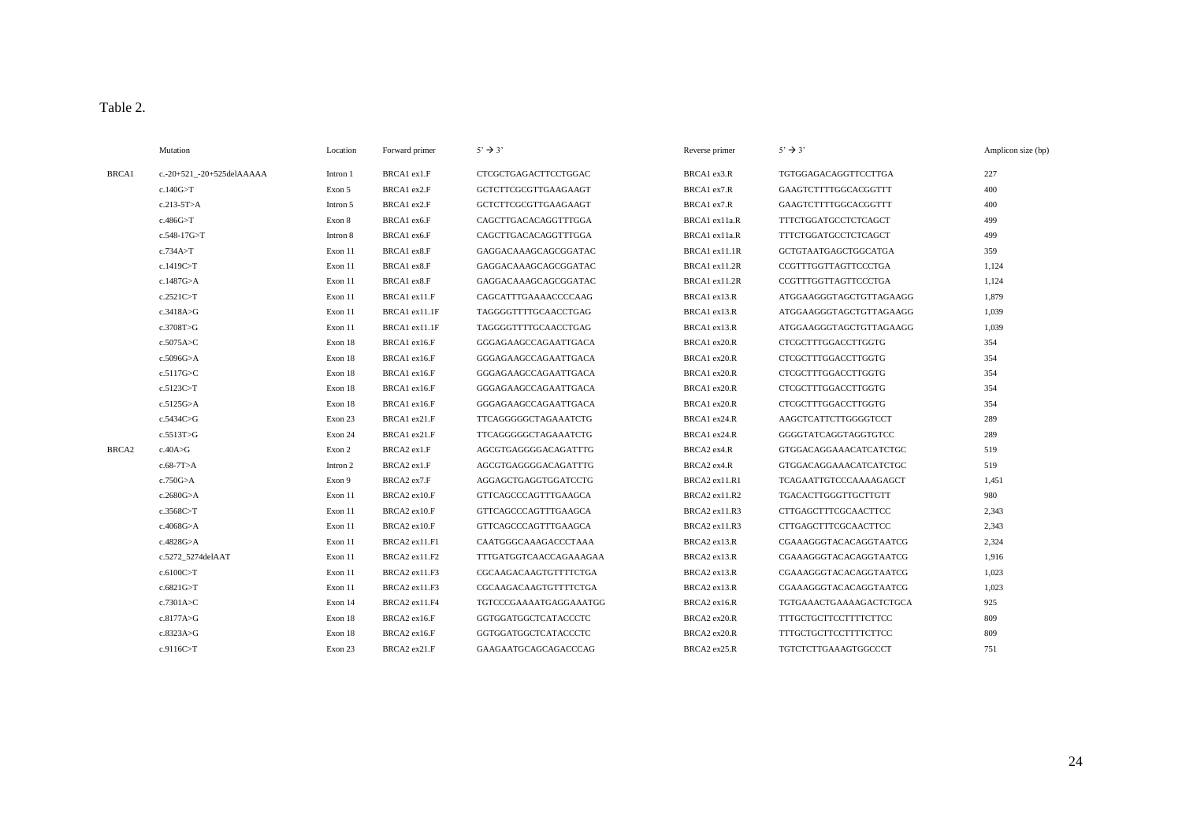Table 2.

| | Mutation | Location | Forward primer | 5' → 3' | Reverse primer | 5' → 3' | Amplicon size (bp) |
|---|---|---|---|---|---|---|---|
| BRCA1 | c.-20+521_-20+525delAAAAA | Intron 1 | BRCA1 ex1.F | CTCGCTGAGACTTCCTGGAC | BRCA1 ex3.R | TGTGGAGACAGGTTCCTTGA | 227 |
| | c.140G>T | Exon 5 | BRCA1 ex2.F | GCTCTTCGCGTTGAAGAAGT | BRCA1 ex7.R | GAAGTCTTTTGGCACGGTTT | 400 |
| | c.213-5T>A | Intron 5 | BRCA1 ex2.F | GCTCTTCGCGTTGAAGAAGT | BRCA1 ex7.R | GAAGTCTTTTGGCACGGTTT | 400 |
| | c.486G>T | Exon 8 | BRCA1 ex6.F | CAGCTTGACACAGGTTTGGA | BRCA1 ex11a.R | TTTCTGGATGCCTCTCAGCT | 499 |
| | c.548-17G>T | Intron 8 | BRCA1 ex6.F | CAGCTTGACACAGGTTTGGA | BRCA1 ex11a.R | TTTCTGGATGCCTCTCAGCT | 499 |
| | c.734A>T | Exon 11 | BRCA1 ex8.F | GAGGACAAAGCAGCGGATAC | BRCA1 ex11.1R | GCTGTAATGAGCTGGCATGA | 359 |
| | c.1419C>T | Exon 11 | BRCA1 ex8.F | GAGGACAAAGCAGCGGATAC | BRCA1 ex11.2R | CCGTTTGGTTAGTTCCCTGA | 1,124 |
| | c.1487G>A | Exon 11 | BRCA1 ex8.F | GAGGACAAAGCAGCGGATAC | BRCA1 ex11.2R | CCGTTTGGTTAGTTCCCTGA | 1,124 |
| | c.2521C>T | Exon 11 | BRCA1 ex11.F | CAGCATTTGAAAACCCCAAG | BRCA1 ex13.R | ATGGAAGGGTAGCTGTTAGAAGG | 1,879 |
| | c.3418A>G | Exon 11 | BRCA1 ex11.1F | TAGGGGTTTTGCAACCTGAG | BRCA1 ex13.R | ATGGAAGGGTAGCTGTTAGAAGG | 1,039 |
| | c.3708T>G | Exon 11 | BRCA1 ex11.1F | TAGGGGTTTTGCAACCTGAG | BRCA1 ex13.R | ATGGAAGGGTAGCTGTTAGAAGG | 1,039 |
| | c.5075A>C | Exon 18 | BRCA1 ex16.F | GGGAGAAGCCAGAATTGACA | BRCA1 ex20.R | CTCGCTTTGGACCTTGGTG | 354 |
| | c.5096G>A | Exon 18 | BRCA1 ex16.F | GGGAGAAGCCAGAATTGACA | BRCA1 ex20.R | CTCGCTTTGGACCTTGGTG | 354 |
| | c.5117G>C | Exon 18 | BRCA1 ex16.F | GGGAGAAGCCAGAATTGACA | BRCA1 ex20.R | CTCGCTTTGGACCTTGGTG | 354 |
| | c.5123C>T | Exon 18 | BRCA1 ex16.F | GGGAGAAGCCAGAATTGACA | BRCA1 ex20.R | CTCGCTTTGGACCTTGGTG | 354 |
| | c.5125G>A | Exon 18 | BRCA1 ex16.F | GGGAGAAGCCAGAATTGACA | BRCA1 ex20.R | CTCGCTTTGGACCTTGGTG | 354 |
| | c.5434C>G | Exon 23 | BRCA1 ex21.F | TTCAGGGGGCTAGAAATCTG | BRCA1 ex24.R | AAGCTCATTCTTGGGGTCCT | 289 |
| | c.5513T>G | Exon 24 | BRCA1 ex21.F | TTCAGGGGGCTAGAAATCTG | BRCA1 ex24.R | GGGGTATCAGGTAGGTGTCC | 289 |
| BRCA2 | c.40A>G | Exon 2 | BRCA2 ex1.F | AGCGTGAGGGGACAGATTTG | BRCA2 ex4.R | GTGGACAGGAAACATCATCTGC | 519 |
| | c.68-7T>A | Intron 2 | BRCA2 ex1.F | AGCGTGAGGGGACAGATTTG | BRCA2 ex4.R | GTGGACAGGAAACATCATCTGC | 519 |
| | c.750G>A | Exon 9 | BRCA2 ex7.F | AGGAGCTGAGGTGGATCCTG | BRCA2 ex11.R1 | TCAGAATTGTCCCAAAAGAGCT | 1,451 |
| | c.2680G>A | Exon 11 | BRCA2 ex10.F | GTTCAGCCCAGTTTGAAGCA | BRCA2 ex11.R2 | TGACACTTGGGTTGCTTGTT | 980 |
| | c.3568C>T | Exon 11 | BRCA2 ex10.F | GTTCAGCCCAGTTTGAAGCA | BRCA2 ex11.R3 | CTTGAGCTTTCGCAACTTCC | 2,343 |
| | c.4068G>A | Exon 11 | BRCA2 ex10.F | GTTCAGCCCAGTTTGAAGCA | BRCA2 ex11.R3 | CTTGAGCTTTCGCAACTTCC | 2,343 |
| | c.4828G>A | Exon 11 | BRCA2 ex11.F1 | CAATGGGCAAAGACCCTAAA | BRCA2 ex13.R | CGAAAGGGTACACAGGTAATCG | 2,324 |
| | c.5272_5274delAAT | Exon 11 | BRCA2 ex11.F2 | TTTGATGGTCAACCAGAAAGAA | BRCA2 ex13.R | CGAAAGGGTACACAGGTAATCG | 1,916 |
| | c.6100C>T | Exon 11 | BRCA2 ex11.F3 | CGCAAGACAAGTGTTTTCTGA | BRCA2 ex13.R | CGAAAGGGTACACAGGTAATCG | 1,023 |
| | c.6821G>T | Exon 11 | BRCA2 ex11.F3 | CGCAAGACAAGTGTTTTCTGA | BRCA2 ex13.R | CGAAAGGGTACACAGGTAATCG | 1,023 |
| | c.7301A>C | Exon 14 | BRCA2 ex11.F4 | TGTCCCGAAAATGAGGAAATGG | BRCA2 ex16.R | TGTGAAACTGAAAAGACTCTGCA | 925 |
| | c.8177A>G | Exon 18 | BRCA2 ex16.F | GGTGGATGGCTCATACCCTC | BRCA2 ex20.R | TTTGCTGCTTCCTTTTCTTCC | 809 |
| | c.8323A>G | Exon 18 | BRCA2 ex16.F | GGTGGATGGCTCATACCCTC | BRCA2 ex20.R | TTTGCTGCTTCCTTTTCTTCC | 809 |
| | c.9116C>T | Exon 23 | BRCA2 ex21.F | GAAGAATGCAGCAGACCCAG | BRCA2 ex25.R | TGTCTCTTGAAAGTGGCCCT | 751 |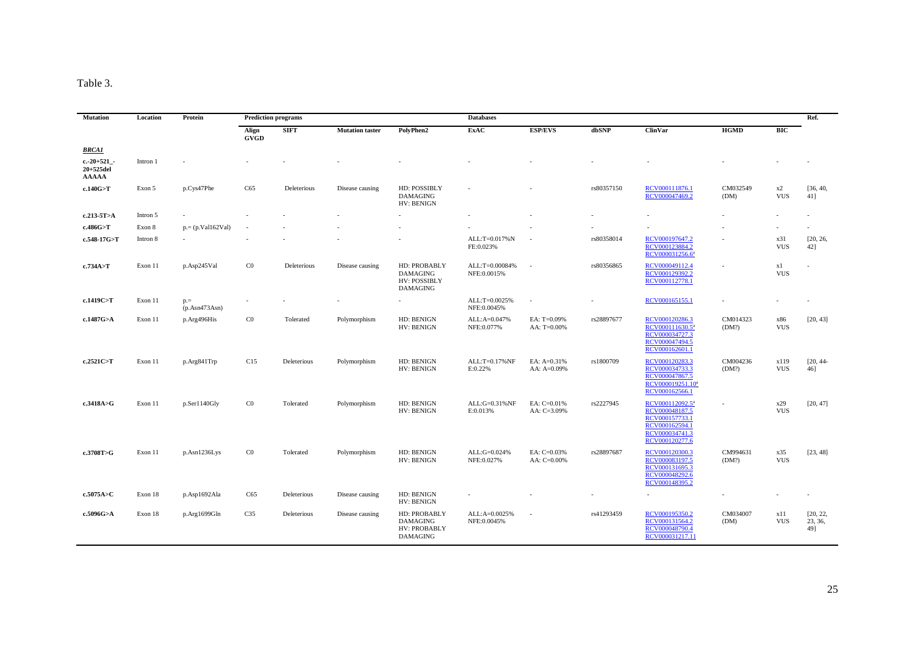Table 3.

| Mutation | Location | Protein | Prediction programs | | | | Databases | | | | | | Ref. |
|---|---|---|---|---|---|---|---|---|---|---|---|---|---|
| | | | Align GVGD | SIFT | Mutation taster | PolyPhen2 | ExAC | ESP/EVS | dbSNP | ClinVar | HGMD | BIC | |
| ***BRCA1*** | | | | | | | | | | | | | |
| **c.-20+521_-20+525del AAAAA** | Intron 1 | - | - | - | - | - | - | - | - | - | - | - | - |
| **c.140G>T** | Exon 5 | p.Cys47Phe | C65 | Deleterious | Disease causing | HD: POSSIBLY DAMAGING HV: BENIGN | - | - | rs80357150 | RCV000111876.1 RCV000047469.2 | CM032549 (DM) | x2 VUS | [36, 40, 41] |
| **c.213-5T>A** | Intron 5 | - | - | - | - | - | - | - | - | - | - | - | - |
| **c.486G>T** | Exon 8 | p.= (p.Val162Val) | - | - | - | - | - | - | - | - | - | - | - |
| **c.548-17G>T** | Intron 8 | - | - | - | - | - | ALL:T=0.017%NFE:0.023% | - | rs80358014 | RCV000197647.2 RCV000123884.2 RCV000031256.6[a] | - | x31 VUS | [20, 26, 42] |
| **c.734A>T** | Exon 11 | p.Asp245Val | C0 | Deleterious | Disease causing | HD: PROBABLY DAMAGING HV: POSSIBLY DAMAGING | ALL:T=0.00084% NFE:0.0015% | - | rs80356865 | RCV000049112.4 RCV000129392.2 RCV000112778.1 | - | x1 VUS | - |
| **c.1419C>T** | Exon 11 | p.= (p.Asn473Asn) | - | - | - | - | ALL:T=0.0025% NFE:0.0045% | - | - | RCV000165155.1 | - | - | - |
| **c.1487G>A** | Exon 11 | p.Arg496His | C0 | Tolerated | Polymorphism | HD: BENIGN HV: BENIGN | ALL:A=0.047% NFE:0.077% | EA: T=0.09% AA: T=0.00% | rs28897677 | RCV000120286.3 RCV000111630.5[a] RCV000034727.3 RCV000047494.5 RCV000162601.1 | CM014323 (DM?) | x86 VUS | [20, 43] |
| **c.2521C>T** | Exon 11 | p.Arg841Trp | C15 | Deleterious | Polymorphism | HD: BENIGN HV: BENIGN | ALL:T=0.17%NFE:0.22% | EA: A=0.31% AA: A=0.09% | rs1800709 | RCV000120283.3 RCV000034733.3 RCV000047867.5 RCV000019251.10[a] RCV000162566.1 | CM004236 (DM?) | x119 VUS | [20, 44-46] |
| **c.3418A>G** | Exon 11 | p.Ser1140Gly | C0 | Tolerated | Polymorphism | HD: BENIGN HV: BENIGN | ALL:G=0.31%NFE:0.013% | EA: C=0.01% AA: C=3.09% | rs2227945 | RCV000112092.5[a] RCV000048187.5 RCV000157733.1 RCV000162594.1 RCV000034741.3 RCV000120277.6 | - | x29 VUS | [20, 47] |
| **c.3708T>G** | Exon 11 | p.Asn1236Lys | C0 | Tolerated | Polymorphism | HD: BENIGN HV: BENIGN | ALL:G=0.024% NFE:0.027% | EA: C=0.03% AA: C=0.00% | rs28897687 | RCV000120300.3 RCV000083197.5 RCV000131695.3 RCV000048292.6 RCV000148395.2 | CM994631 (DM?) | x35 VUS | [23, 48] |
| **c.5075A>C** | Exon 18 | p.Asp1692Ala | C65 | Deleterious | Disease causing | HD: BENIGN HV: BENIGN | - | - | - | - | - | - | - |
| **c.5096G>A** | Exon 18 | p.Arg1699Gln | C35 | Deleterious | Disease causing | HD: PROBABLY DAMAGING HV: PROBABLY DAMAGING | ALL:A=0.0025% NFE:0.0045% | - | rs41293459 | RCV000195350.2 RCV000131564.2 RCV000048790.4 RCV000031217.11 | CM034007 (DM) | x11 VUS | [20, 22, 23, 36, 49] |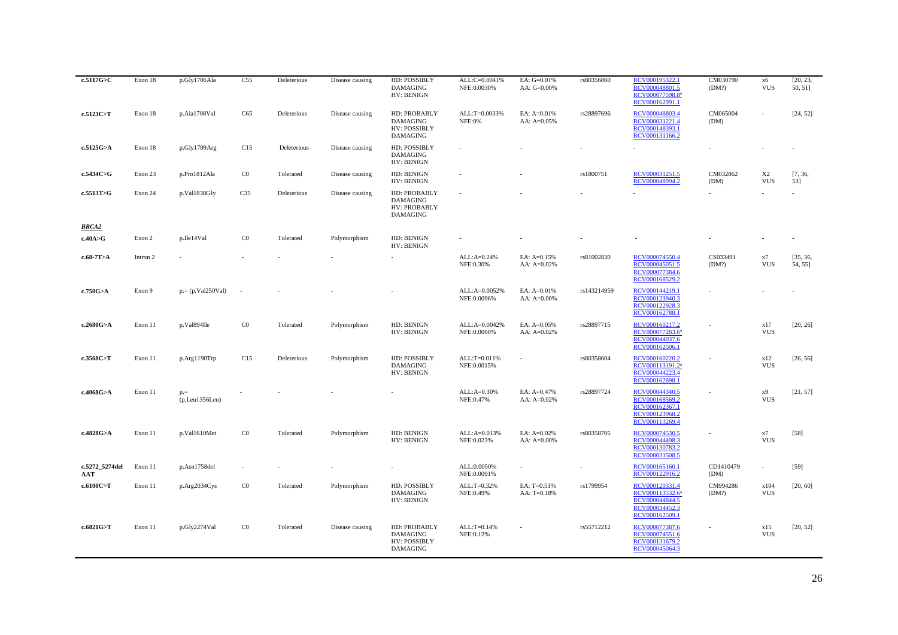| | | | | | | | | | | | | | |
|---|---|---|---|---|---|---|---|---|---|---|---|---|---|
| **c.5117G>C** | Exon 18 | p.Gly1706Ala | C55 | Deleterious | Disease causing | HD: POSSIBLY DAMAGING HV: BENIGN | ALL:C=0.0041% NFE:0.0030% | EA: G=0.01% AA: G=0.00% | rs80356860 | RCV000195322.1 RCV000048801.5 RCV000077598.8[a] RCV000162991.1 | CM030790 (DM?) | x6 VUS | [20, 23, 50, 51] |
| **c.5123C>T** | Exon 18 | p.Ala1708Val | C65 | Deleterious | Disease causing | HD: PROBABLY DAMAGING HV: POSSIBLY DAMAGING | ALL:T=0.0033% NFE:0% | EA: A=0.01% AA: A=0.05% | rs28897696 | RCV000048803.4 RCV000031221.4 RCV000148393.1 RCV000131166.2 | CM065004 (DM) | - | [24, 52] |
| **c.5125G>A** | Exon 18 | p.Gly1709Arg | C15 | Deleterious | Disease causing | HD: POSSIBLY DAMAGING HV: BENIGN | - | - | - | - | - | - | - |
| **c.5434C>G** | Exon 23 | p.Pro1812Ala | C0 | Tolerated | Disease causing | HD: BENIGN HV: BENIGN | - | - | rs1800751 | RCV000031251.5 RCV000048994.2 | CM032862 (DM) | X2 VUS | [7, 36, 53] |
| **c.5513T>G** | Exon 24 | p.Val1838Gly | C35 | Deleterious | Disease causing | HD: PROBABLY DAMAGING HV: PROBABLY DAMAGING | - | - | - | - | - | - | - |
| ***BRCA2*** | | | | | | | | | | | | | |
| **c.40A>G** | Exon 2 | p.Ile14Val | C0 | Tolerated | Polymorphism | HD: BENIGN HV: BENIGN | - | - | - | - | - | - | - |
| **c.68-7T>A** | Intron 2 | - | - | - | - | - | ALL:A=0.24% NFE:0.30% | EA: A=0.15% AA: A=0.02% | rs81002830 | RCV000074550.4 RCV000045051.5 RCV000077384.6 RCV000168529.2 | CS033491 (DM?) | x7 VUS | [35, 36, 54, 55] |
| **c.750G>A** | Exon 9 | p.= (p.Val250Val) | - | - | - | - | ALL:A=0.0052% NFE:0.0096% | EA: A=0.01% AA: A=0.00% | rs143214959 | RCV000144219.1 RCV000123940.3 RCV000122928.3 RCV000162788.1 | - | - | - |
| **c.2680G>A** | Exon 11 | p.Val894Ile | C0 | Tolerated | Polymorphism | HD: BENIGN HV: BENIGN | ALL:A=0.0042% NFE:0.0060% | EA: A=0.05% AA: A=0.02% | rs28897715 | RCV000160217.2 RCV000077283.6[a] RCV000044037.6 RCV000162506.1 | - | x17 VUS | [20, 26] |
| **c.3568C>T** | Exon 11 | p.Arg1190Trp | C15 | Deleterious | Polymorphism | HD: POSSIBLY DAMAGING HV: BENIGN | ALL:T=0.011% NFE:0.0015% | - | rs80358604 | RCV000160220.2 RCV000113191.2[a] RCV000044223.4 RCV000162698.1 | - | x12 VUS | [26, 56] |
| **c.4068G>A** | Exon 11 | p.= (p.Leu1356Leu) | - | - | - | - | ALL:A=0.30% NFE:0.47% | EA: A=0.47% AA: A=0.02% | rs28897724 | RCV000044340.5 RCV000168569.2 RCV000162367.1 RCV000123968.2 RCV000113269.4 | - | x9 VUS | [21, 57] |
| **c.4828G>A** | Exon 11 | p.Val1610Met | C0 | Tolerated | Polymorphism | HD: BENIGN HV: BENIGN | ALL:A=0.013% NFE:0.023% | EA: A=0.02% AA: A=0.00% | rs80358705 | RCV000074530.5 RCV000044498.3 RCV000130783.2 RCV000031508.5 | - | x7 VUS | [58] |
| **c.5272_5274del AAT** | Exon 11 | p.Asn1758del | - | - | - | - | ALL:0.0050% NFE:0.0091% | - | - | RCV000165160.1 RCV000122916.2 | CD1410479 (DM) | - | [59] |
| **c.6100C>T** | Exon 11 | p.Arg2034Cys | C0 | Tolerated | Polymorphism | HD: POSSIBLY DAMAGING HV: BENIGN | ALL:T=0.32% NFE:0.49% | EA: T=0.51% AA: T=0.18% | rs1799954 | RCV000120331.4 RCV000113532.6[a] RCV000044844.5 RCV000034452.3 RCV000162509.1 | CM994286 (DM?) | x104 VUS | [20, 60] |
| **c.6821G>T** | Exon 11 | p.Gly2274Val | C0 | Tolerated | Disease causing | HD: PROBABLY DAMAGING HV: POSSIBLY DAMAGING | ALL:T=0.14% NFE:0.12% | - | rs55712212 | RCV000077387.6 RCV000074551.6 RCV000131679.2 RCV000045064.3 | - | x15 VUS | [20, 52] |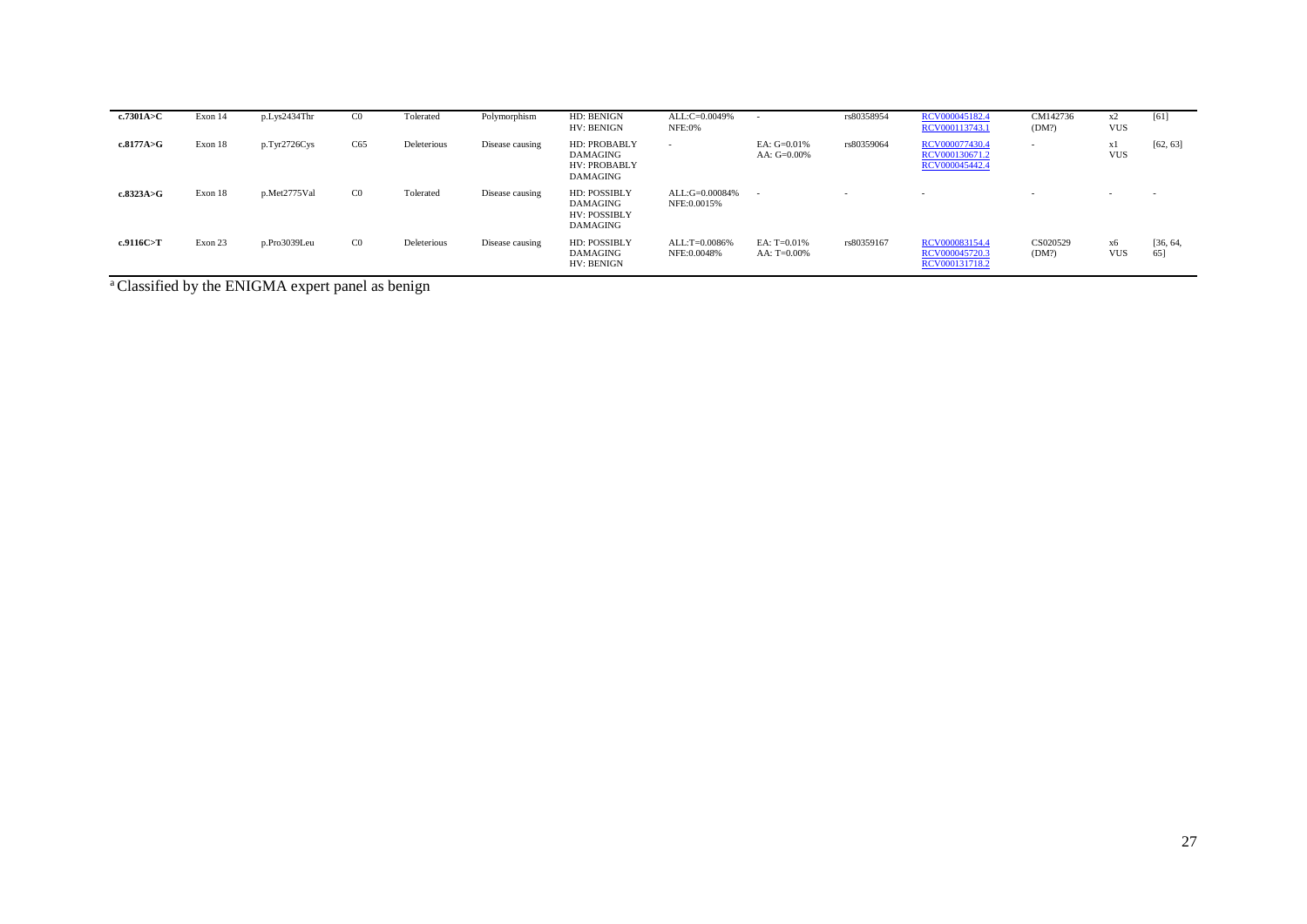| | | | | | | | | | | | | | |
|---|---|---|---|---|---|---|---|---|---|---|---|---|---|
| **c.7301A>C** | Exon 14 | p.Lys2434Thr | C0 | Tolerated | Polymorphism | HD: BENIGN HV: BENIGN | ALL:C=0.0049% NFE:0% | - | rs80358954 | RCV000045182.4 RCV000113743.1 | CM142736 (DM?) | x2 VUS | [61] |
| **c.8177A>G** | Exon 18 | p.Tyr2726Cys | C65 | Deleterious | Disease causing | HD: PROBABLY DAMAGING HV: PROBABLY DAMAGING | - | EA: G=0.01% AA: G=0.00% | rs80359064 | RCV000077430.4 RCV000130671.2 RCV000045442.4 | - | x1 VUS | [62, 63] |
| **c.8323A>G** | Exon 18 | p.Met2775Val | C0 | Tolerated | Disease causing | HD: POSSIBLY DAMAGING HV: POSSIBLY DAMAGING | ALL:G=0.00084% NFE:0.0015% | - | - | - | - | - | - |
| **c.9116C>T** | Exon 23 | p.Pro3039Leu | C0 | Deleterious | Disease causing | HD: POSSIBLY DAMAGING HV: BENIGN | ALL:T=0.0086% NFE:0.0048% | EA: T=0.01% AA: T=0.00% | rs80359167 | RCV000083154.4 RCV000045720.3 RCV000131718.2 | CS020529 (DM?) | x6 VUS | [36, 64, 65] |

[a] Classified by the ENIGMA expert panel as benign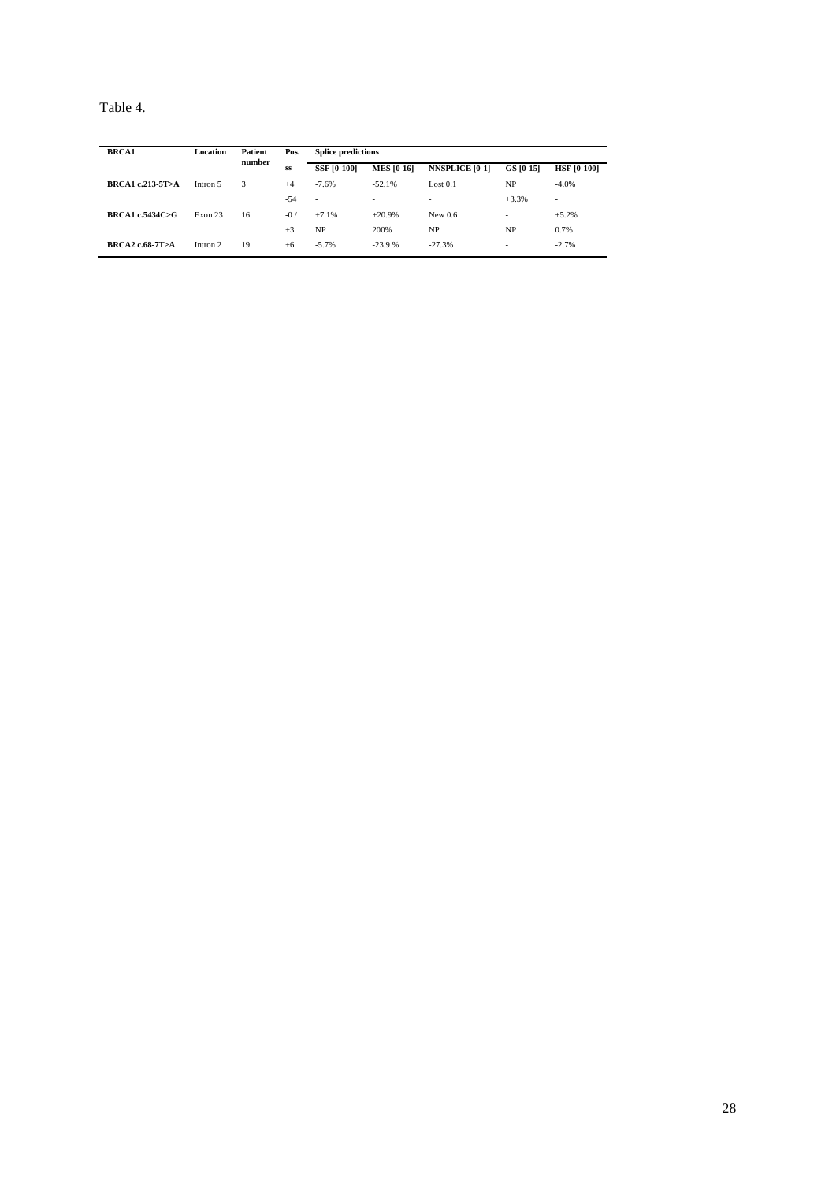Table 4.

| BRCA1 | Location | Patient number | Pos. ss | Splice predictions | | | | |
|---|---|---|---|---|---|---|---|---|
| | | | | SSF [0-100] | MES [0-16] | NNSPLICE [0-1] | GS [0-15] | HSF [0-100] |
| BRCA1 c.213-5T>A | Intron 5 | 3 | +4 | -7.6% | -52.1% | Lost 0.1 | NP | -4.0% |
| | | | -54 | - | - | - | +3.3% | - |
| BRCA1 c.5434C>G | Exon 23 | 16 | -0 / | +7.1% | +20.9% | New 0.6 | - | +5.2% |
| | | | +3 | NP | 200% | NP | NP | 0.7% |
| BRCA2 c.68-7T>A | Intron 2 | 19 | +6 | -5.7% | -23.9 % | -27.3% | - | -2.7% |